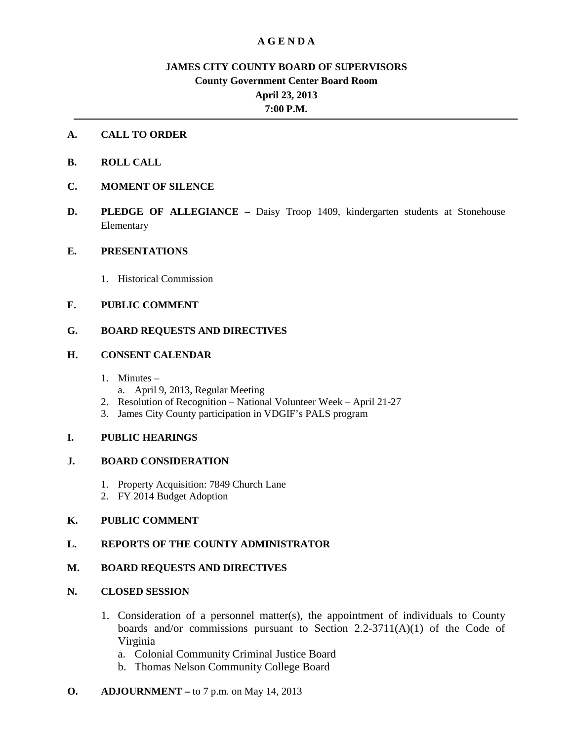# A G E N D A

## JAMES CITY COUNTY BOARD OF SUPERVISORS

**County Government Center Board Room**

**April 23, 2013**

**7:00 P.M.**

---

**A. CALL TO ORDER**

**B. ROLL CALL**

**C. MOMENT OF SILENCE**

**D. PLEDGE OF ALLEGIANCE –** Daisy Troop 1409, kindergarten students at Stonehouse Elementary

**E. PRESENTATIONS**

1. Historical Commission

**F. PUBLIC COMMENT**

**G. BOARD REQUESTS AND DIRECTIVES**

**H. CONSENT CALENDAR**

1. Minutes –
   a. April 9, 2013, Regular Meeting
2. Resolution of Recognition – National Volunteer Week – April 21-27
3. James City County participation in VDGIF's PALS program

**I. PUBLIC HEARINGS**

**J. BOARD CONSIDERATION**

1. Property Acquisition: 7849 Church Lane
2. FY 2014 Budget Adoption

**K. PUBLIC COMMENT**

**L. REPORTS OF THE COUNTY ADMINISTRATOR**

**M. BOARD REQUESTS AND DIRECTIVES**

**N. CLOSED SESSION**

1. Consideration of a personnel matter(s), the appointment of individuals to County boards and/or commissions pursuant to Section 2.2-3711(A)(1) of the Code of Virginia
   a. Colonial Community Criminal Justice Board
   b. Thomas Nelson Community College Board

**O. ADJOURNMENT –** to 7 p.m. on May 14, 2013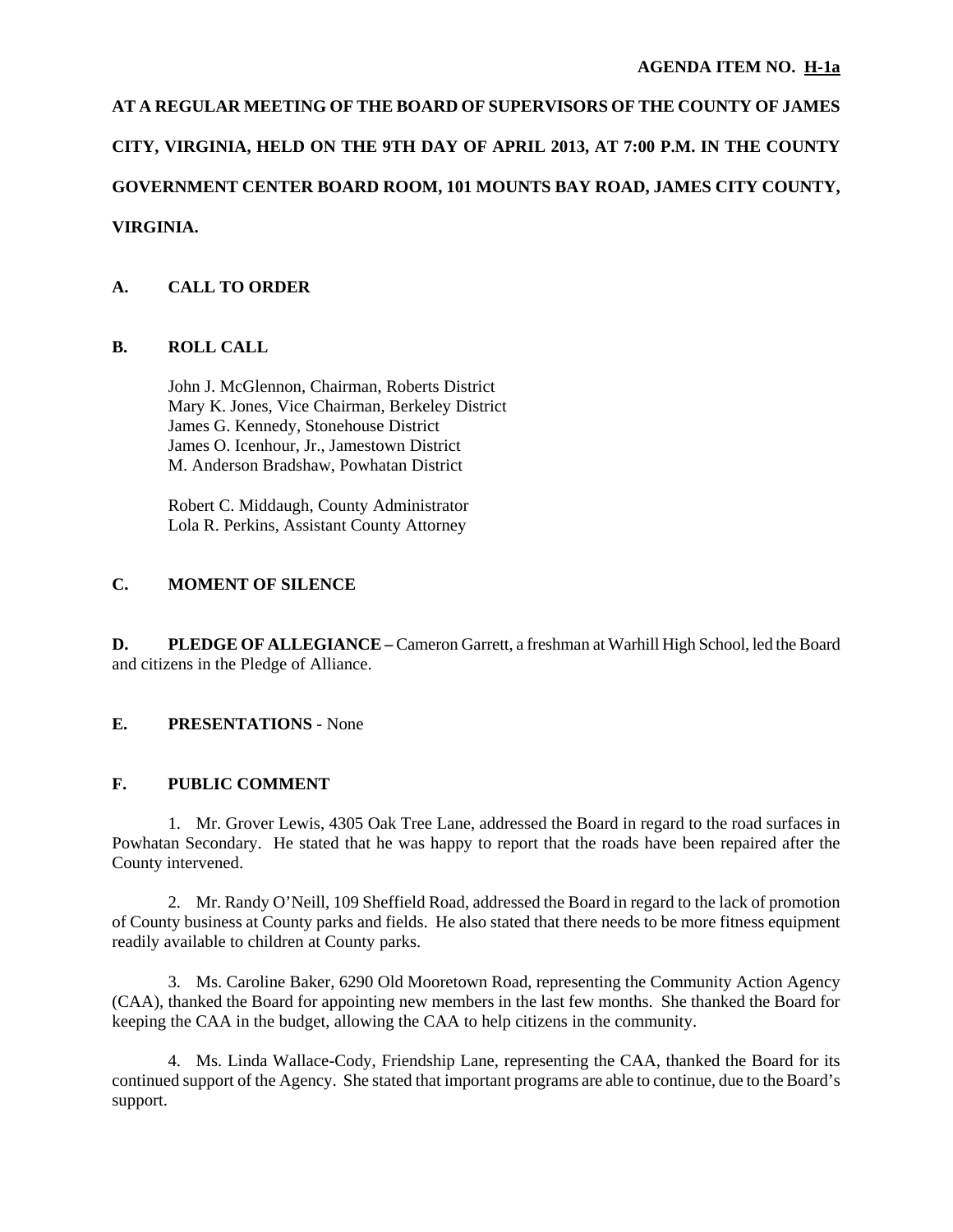**AGENDA ITEM NO. H-1a**

**AT A REGULAR MEETING OF THE BOARD OF SUPERVISORS OF THE COUNTY OF JAMES CITY, VIRGINIA, HELD ON THE 9TH DAY OF APRIL 2013, AT 7:00 P.M. IN THE COUNTY GOVERNMENT CENTER BOARD ROOM, 101 MOUNTS BAY ROAD, JAMES CITY COUNTY, VIRGINIA.**

## A. CALL TO ORDER

## B. ROLL CALL

John J. McGlennon, Chairman, Roberts District
Mary K. Jones, Vice Chairman, Berkeley District
James G. Kennedy, Stonehouse District
James O. Icenhour, Jr., Jamestown District
M. Anderson Bradshaw, Powhatan District

Robert C. Middaugh, County Administrator
Lola R. Perkins, Assistant County Attorney

## C. MOMENT OF SILENCE

**D. PLEDGE OF ALLEGIANCE –** Cameron Garrett, a freshman at Warhill High School, led the Board and citizens in the Pledge of Alliance.

**E. PRESENTATIONS** - None

## F. PUBLIC COMMENT

1. Mr. Grover Lewis, 4305 Oak Tree Lane, addressed the Board in regard to the road surfaces in Powhatan Secondary. He stated that he was happy to report that the roads have been repaired after the County intervened.

2. Mr. Randy O'Neill, 109 Sheffield Road, addressed the Board in regard to the lack of promotion of County business at County parks and fields. He also stated that there needs to be more fitness equipment readily available to children at County parks.

3. Ms. Caroline Baker, 6290 Old Mooretown Road, representing the Community Action Agency (CAA), thanked the Board for appointing new members in the last few months. She thanked the Board for keeping the CAA in the budget, allowing the CAA to help citizens in the community.

4. Ms. Linda Wallace-Cody, Friendship Lane, representing the CAA, thanked the Board for its continued support of the Agency. She stated that important programs are able to continue, due to the Board's support.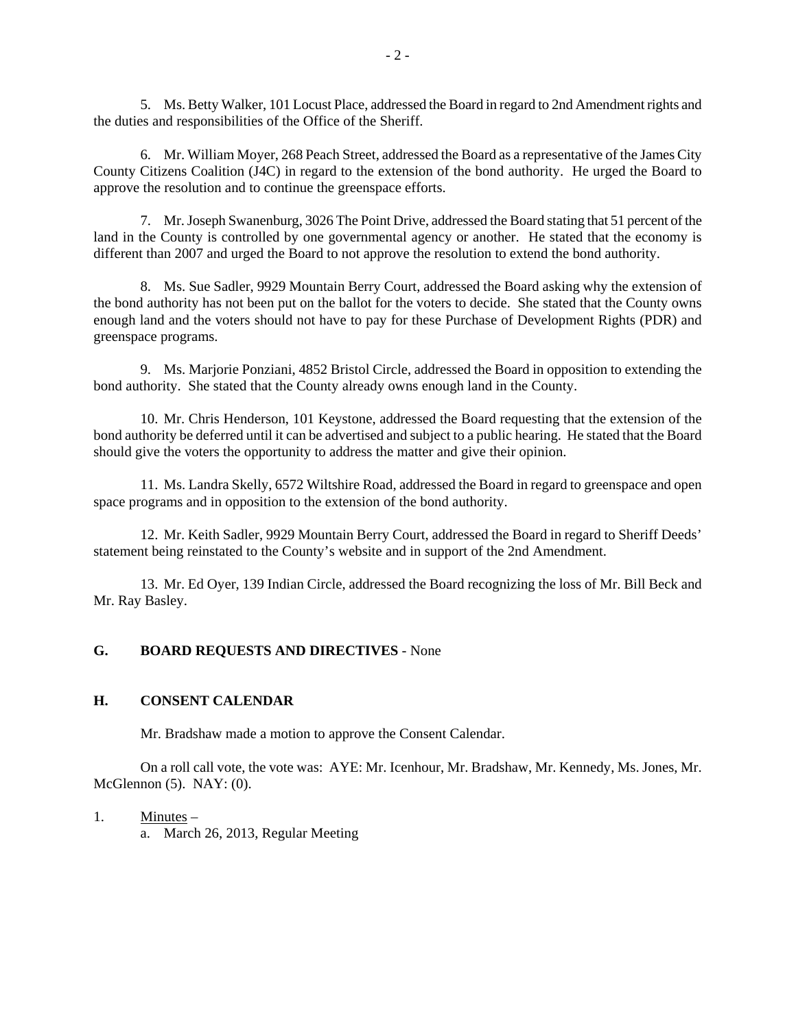5. Ms. Betty Walker, 101 Locust Place, addressed the Board in regard to 2nd Amendment rights and the duties and responsibilities of the Office of the Sheriff.

6. Mr. William Moyer, 268 Peach Street, addressed the Board as a representative of the James City County Citizens Coalition (J4C) in regard to the extension of the bond authority. He urged the Board to approve the resolution and to continue the greenspace efforts.

7. Mr. Joseph Swanenburg, 3026 The Point Drive, addressed the Board stating that 51 percent of the land in the County is controlled by one governmental agency or another. He stated that the economy is different than 2007 and urged the Board to not approve the resolution to extend the bond authority.

8. Ms. Sue Sadler, 9929 Mountain Berry Court, addressed the Board asking why the extension of the bond authority has not been put on the ballot for the voters to decide. She stated that the County owns enough land and the voters should not have to pay for these Purchase of Development Rights (PDR) and greenspace programs.

9. Ms. Marjorie Ponziani, 4852 Bristol Circle, addressed the Board in opposition to extending the bond authority. She stated that the County already owns enough land in the County.

10. Mr. Chris Henderson, 101 Keystone, addressed the Board requesting that the extension of the bond authority be deferred until it can be advertised and subject to a public hearing. He stated that the Board should give the voters the opportunity to address the matter and give their opinion.

11. Ms. Landra Skelly, 6572 Wiltshire Road, addressed the Board in regard to greenspace and open space programs and in opposition to the extension of the bond authority.

12. Mr. Keith Sadler, 9929 Mountain Berry Court, addressed the Board in regard to Sheriff Deeds' statement being reinstated to the County's website and in support of the 2nd Amendment.

13. Mr. Ed Oyer, 139 Indian Circle, addressed the Board recognizing the loss of Mr. Bill Beck and Mr. Ray Basley.

## G. BOARD REQUESTS AND DIRECTIVES - None

## H. CONSENT CALENDAR

Mr. Bradshaw made a motion to approve the Consent Calendar.

On a roll call vote, the vote was: AYE: Mr. Icenhour, Mr. Bradshaw, Mr. Kennedy, Ms. Jones, Mr. McGlennon (5). NAY: (0).

1. Minutes –
   a. March 26, 2013, Regular Meeting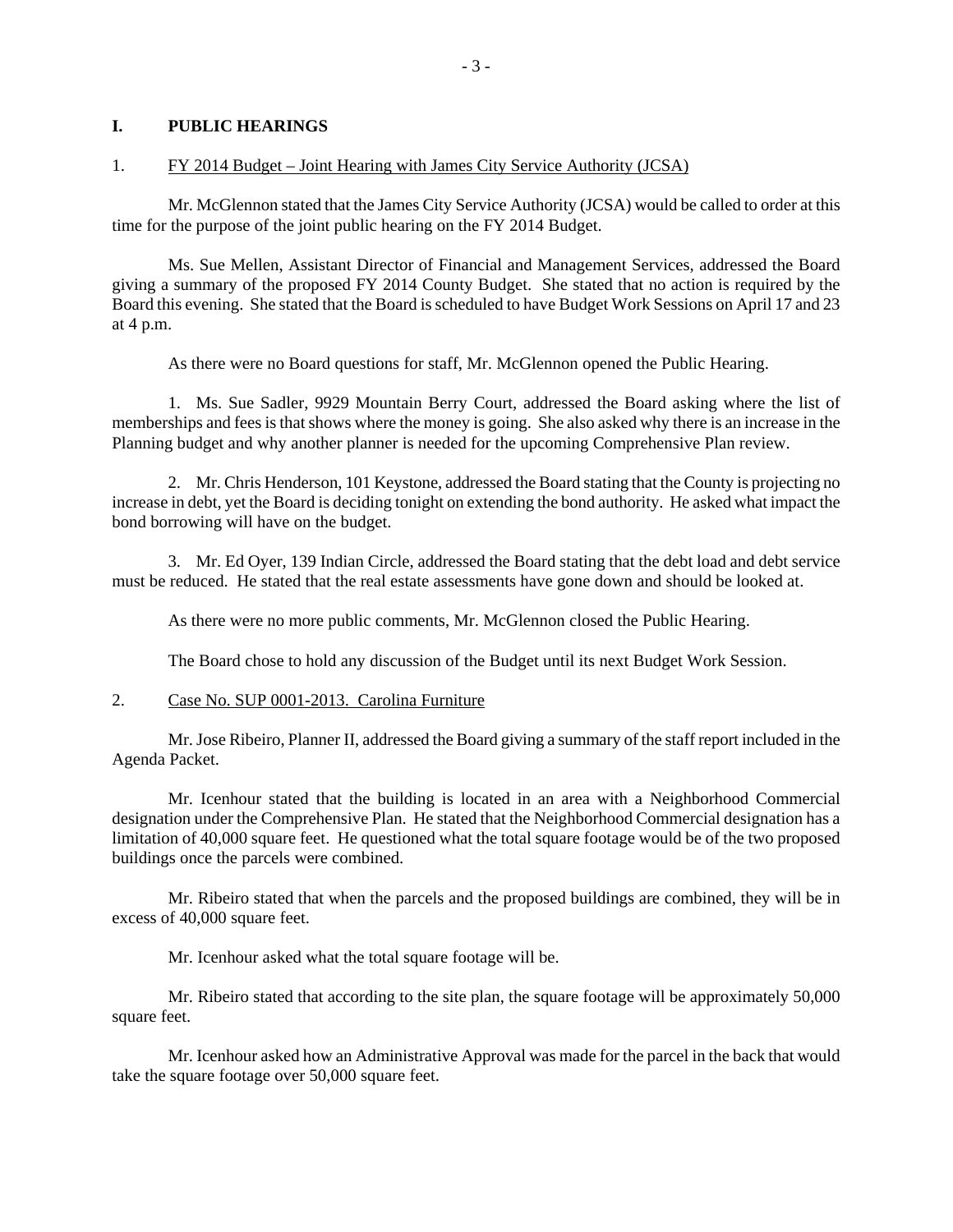## I. PUBLIC HEARINGS

1. FY 2014 Budget – Joint Hearing with James City Service Authority (JCSA)

Mr. McGlennon stated that the James City Service Authority (JCSA) would be called to order at this time for the purpose of the joint public hearing on the FY 2014 Budget.

Ms. Sue Mellen, Assistant Director of Financial and Management Services, addressed the Board giving a summary of the proposed FY 2014 County Budget. She stated that no action is required by the Board this evening. She stated that the Board is scheduled to have Budget Work Sessions on April 17 and 23 at 4 p.m.

As there were no Board questions for staff, Mr. McGlennon opened the Public Hearing.

1. Ms. Sue Sadler, 9929 Mountain Berry Court, addressed the Board asking where the list of memberships and fees is that shows where the money is going. She also asked why there is an increase in the Planning budget and why another planner is needed for the upcoming Comprehensive Plan review.

2. Mr. Chris Henderson, 101 Keystone, addressed the Board stating that the County is projecting no increase in debt, yet the Board is deciding tonight on extending the bond authority. He asked what impact the bond borrowing will have on the budget.

3. Mr. Ed Oyer, 139 Indian Circle, addressed the Board stating that the debt load and debt service must be reduced. He stated that the real estate assessments have gone down and should be looked at.

As there were no more public comments, Mr. McGlennon closed the Public Hearing.

The Board chose to hold any discussion of the Budget until its next Budget Work Session.

2. Case No. SUP 0001-2013. Carolina Furniture

Mr. Jose Ribeiro, Planner II, addressed the Board giving a summary of the staff report included in the Agenda Packet.

Mr. Icenhour stated that the building is located in an area with a Neighborhood Commercial designation under the Comprehensive Plan. He stated that the Neighborhood Commercial designation has a limitation of 40,000 square feet. He questioned what the total square footage would be of the two proposed buildings once the parcels were combined.

Mr. Ribeiro stated that when the parcels and the proposed buildings are combined, they will be in excess of 40,000 square feet.

Mr. Icenhour asked what the total square footage will be.

Mr. Ribeiro stated that according to the site plan, the square footage will be approximately 50,000 square feet.

Mr. Icenhour asked how an Administrative Approval was made for the parcel in the back that would take the square footage over 50,000 square feet.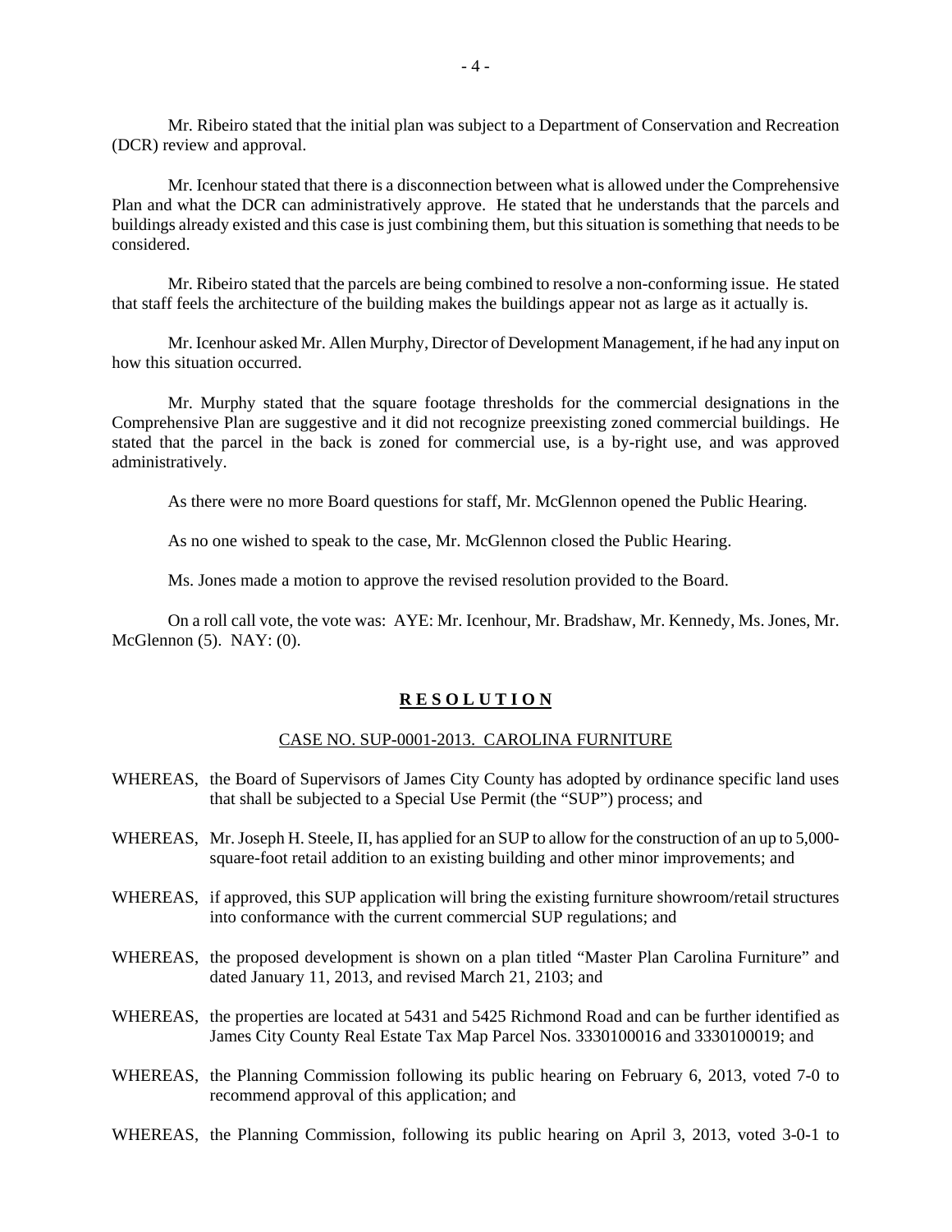Mr. Ribeiro stated that the initial plan was subject to a Department of Conservation and Recreation (DCR) review and approval.

Mr. Icenhour stated that there is a disconnection between what is allowed under the Comprehensive Plan and what the DCR can administratively approve. He stated that he understands that the parcels and buildings already existed and this case is just combining them, but this situation is something that needs to be considered.

Mr. Ribeiro stated that the parcels are being combined to resolve a non-conforming issue. He stated that staff feels the architecture of the building makes the buildings appear not as large as it actually is.

Mr. Icenhour asked Mr. Allen Murphy, Director of Development Management, if he had any input on how this situation occurred.

Mr. Murphy stated that the square footage thresholds for the commercial designations in the Comprehensive Plan are suggestive and it did not recognize preexisting zoned commercial buildings. He stated that the parcel in the back is zoned for commercial use, is a by-right use, and was approved administratively.

As there were no more Board questions for staff, Mr. McGlennon opened the Public Hearing.

As no one wished to speak to the case, Mr. McGlennon closed the Public Hearing.

Ms. Jones made a motion to approve the revised resolution provided to the Board.

On a roll call vote, the vote was: AYE: Mr. Icenhour, Mr. Bradshaw, Mr. Kennedy, Ms. Jones, Mr. McGlennon (5). NAY: (0).

## **R E S O L U T I O N**

CASE NO. SUP-0001-2013. CAROLINA FURNITURE

WHEREAS, the Board of Supervisors of James City County has adopted by ordinance specific land uses that shall be subjected to a Special Use Permit (the "SUP") process; and

WHEREAS, Mr. Joseph H. Steele, II, has applied for an SUP to allow for the construction of an up to 5,000-square-foot retail addition to an existing building and other minor improvements; and

WHEREAS, if approved, this SUP application will bring the existing furniture showroom/retail structures into conformance with the current commercial SUP regulations; and

WHEREAS, the proposed development is shown on a plan titled "Master Plan Carolina Furniture" and dated January 11, 2013, and revised March 21, 2103; and

WHEREAS, the properties are located at 5431 and 5425 Richmond Road and can be further identified as James City County Real Estate Tax Map Parcel Nos. 3330100016 and 3330100019; and

WHEREAS, the Planning Commission following its public hearing on February 6, 2013, voted 7-0 to recommend approval of this application; and

WHEREAS, the Planning Commission, following its public hearing on April 3, 2013, voted 3-0-1 to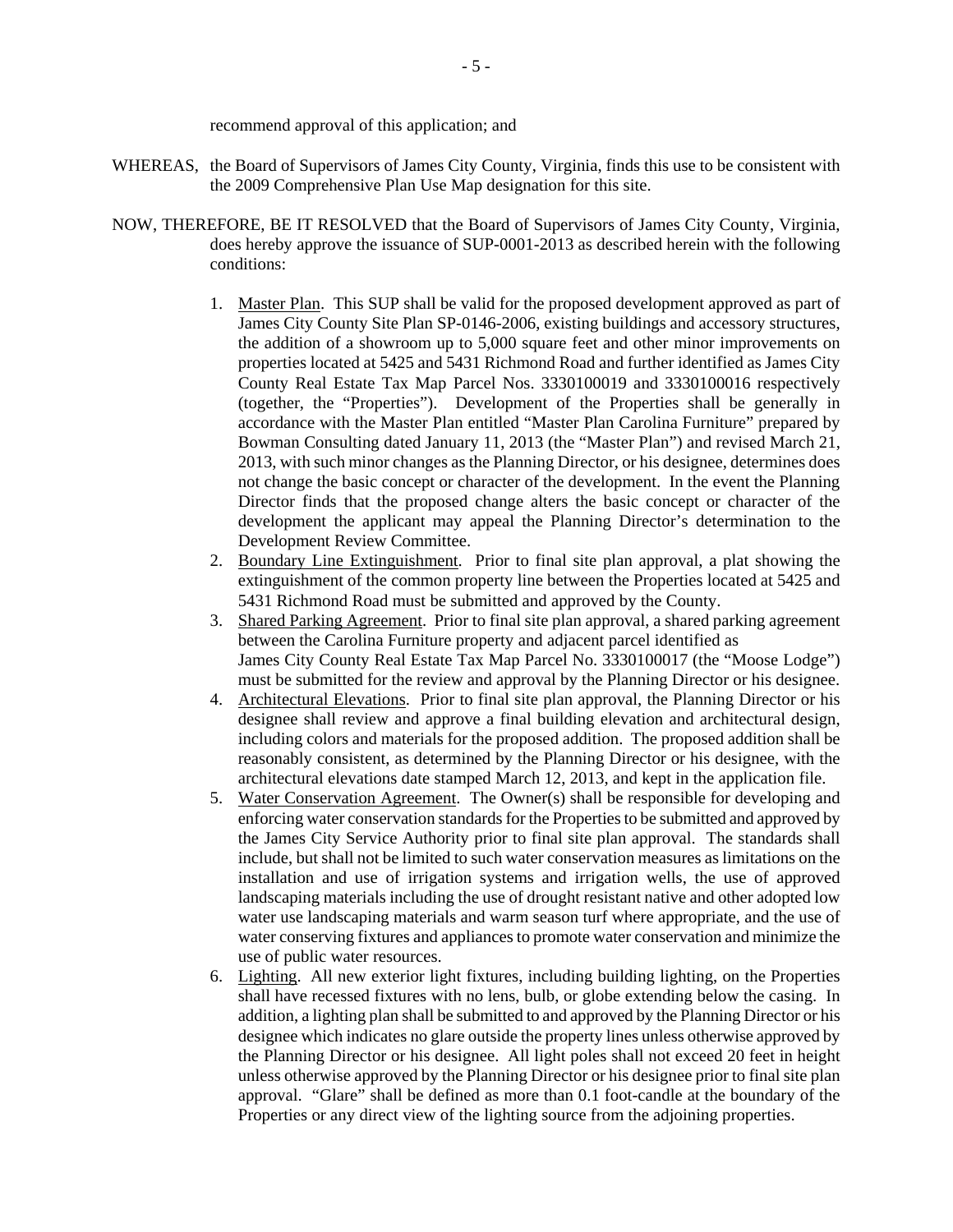recommend approval of this application; and

WHEREAS, the Board of Supervisors of James City County, Virginia, finds this use to be consistent with the 2009 Comprehensive Plan Use Map designation for this site.

NOW, THEREFORE, BE IT RESOLVED that the Board of Supervisors of James City County, Virginia, does hereby approve the issuance of SUP-0001-2013 as described herein with the following conditions:

1. Master Plan. This SUP shall be valid for the proposed development approved as part of James City County Site Plan SP-0146-2006, existing buildings and accessory structures, the addition of a showroom up to 5,000 square feet and other minor improvements on properties located at 5425 and 5431 Richmond Road and further identified as James City County Real Estate Tax Map Parcel Nos. 3330100019 and 3330100016 respectively (together, the "Properties"). Development of the Properties shall be generally in accordance with the Master Plan entitled "Master Plan Carolina Furniture" prepared by Bowman Consulting dated January 11, 2013 (the "Master Plan") and revised March 21, 2013, with such minor changes as the Planning Director, or his designee, determines does not change the basic concept or character of the development. In the event the Planning Director finds that the proposed change alters the basic concept or character of the development the applicant may appeal the Planning Director's determination to the Development Review Committee.
2. Boundary Line Extinguishment. Prior to final site plan approval, a plat showing the extinguishment of the common property line between the Properties located at 5425 and 5431 Richmond Road must be submitted and approved by the County.
3. Shared Parking Agreement. Prior to final site plan approval, a shared parking agreement between the Carolina Furniture property and adjacent parcel identified as James City County Real Estate Tax Map Parcel No. 3330100017 (the "Moose Lodge") must be submitted for the review and approval by the Planning Director or his designee.
4. Architectural Elevations. Prior to final site plan approval, the Planning Director or his designee shall review and approve a final building elevation and architectural design, including colors and materials for the proposed addition. The proposed addition shall be reasonably consistent, as determined by the Planning Director or his designee, with the architectural elevations date stamped March 12, 2013, and kept in the application file.
5. Water Conservation Agreement. The Owner(s) shall be responsible for developing and enforcing water conservation standards for the Properties to be submitted and approved by the James City Service Authority prior to final site plan approval. The standards shall include, but shall not be limited to such water conservation measures as limitations on the installation and use of irrigation systems and irrigation wells, the use of approved landscaping materials including the use of drought resistant native and other adopted low water use landscaping materials and warm season turf where appropriate, and the use of water conserving fixtures and appliances to promote water conservation and minimize the use of public water resources.
6. Lighting. All new exterior light fixtures, including building lighting, on the Properties shall have recessed fixtures with no lens, bulb, or globe extending below the casing. In addition, a lighting plan shall be submitted to and approved by the Planning Director or his designee which indicates no glare outside the property lines unless otherwise approved by the Planning Director or his designee. All light poles shall not exceed 20 feet in height unless otherwise approved by the Planning Director or his designee prior to final site plan approval. "Glare" shall be defined as more than 0.1 foot-candle at the boundary of the Properties or any direct view of the lighting source from the adjoining properties.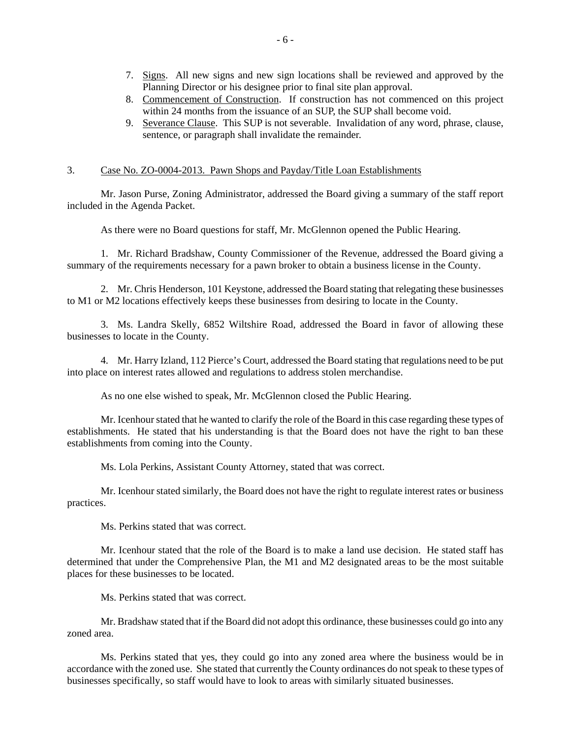7. Signs. All new signs and new sign locations shall be reviewed and approved by the Planning Director or his designee prior to final site plan approval.
8. Commencement of Construction. If construction has not commenced on this project within 24 months from the issuance of an SUP, the SUP shall become void.
9. Severance Clause. This SUP is not severable. Invalidation of any word, phrase, clause, sentence, or paragraph shall invalidate the remainder.

3. Case No. ZO-0004-2013. Pawn Shops and Payday/Title Loan Establishments

Mr. Jason Purse, Zoning Administrator, addressed the Board giving a summary of the staff report included in the Agenda Packet.

As there were no Board questions for staff, Mr. McGlennon opened the Public Hearing.

1. Mr. Richard Bradshaw, County Commissioner of the Revenue, addressed the Board giving a summary of the requirements necessary for a pawn broker to obtain a business license in the County.

2. Mr. Chris Henderson, 101 Keystone, addressed the Board stating that relegating these businesses to M1 or M2 locations effectively keeps these businesses from desiring to locate in the County.

3. Ms. Landra Skelly, 6852 Wiltshire Road, addressed the Board in favor of allowing these businesses to locate in the County.

4. Mr. Harry Izland, 112 Pierce's Court, addressed the Board stating that regulations need to be put into place on interest rates allowed and regulations to address stolen merchandise.

As no one else wished to speak, Mr. McGlennon closed the Public Hearing.

Mr. Icenhour stated that he wanted to clarify the role of the Board in this case regarding these types of establishments. He stated that his understanding is that the Board does not have the right to ban these establishments from coming into the County.

Ms. Lola Perkins, Assistant County Attorney, stated that was correct.

Mr. Icenhour stated similarly, the Board does not have the right to regulate interest rates or business practices.

Ms. Perkins stated that was correct.

Mr. Icenhour stated that the role of the Board is to make a land use decision. He stated staff has determined that under the Comprehensive Plan, the M1 and M2 designated areas to be the most suitable places for these businesses to be located.

Ms. Perkins stated that was correct.

Mr. Bradshaw stated that if the Board did not adopt this ordinance, these businesses could go into any zoned area.

Ms. Perkins stated that yes, they could go into any zoned area where the business would be in accordance with the zoned use. She stated that currently the County ordinances do not speak to these types of businesses specifically, so staff would have to look to areas with similarly situated businesses.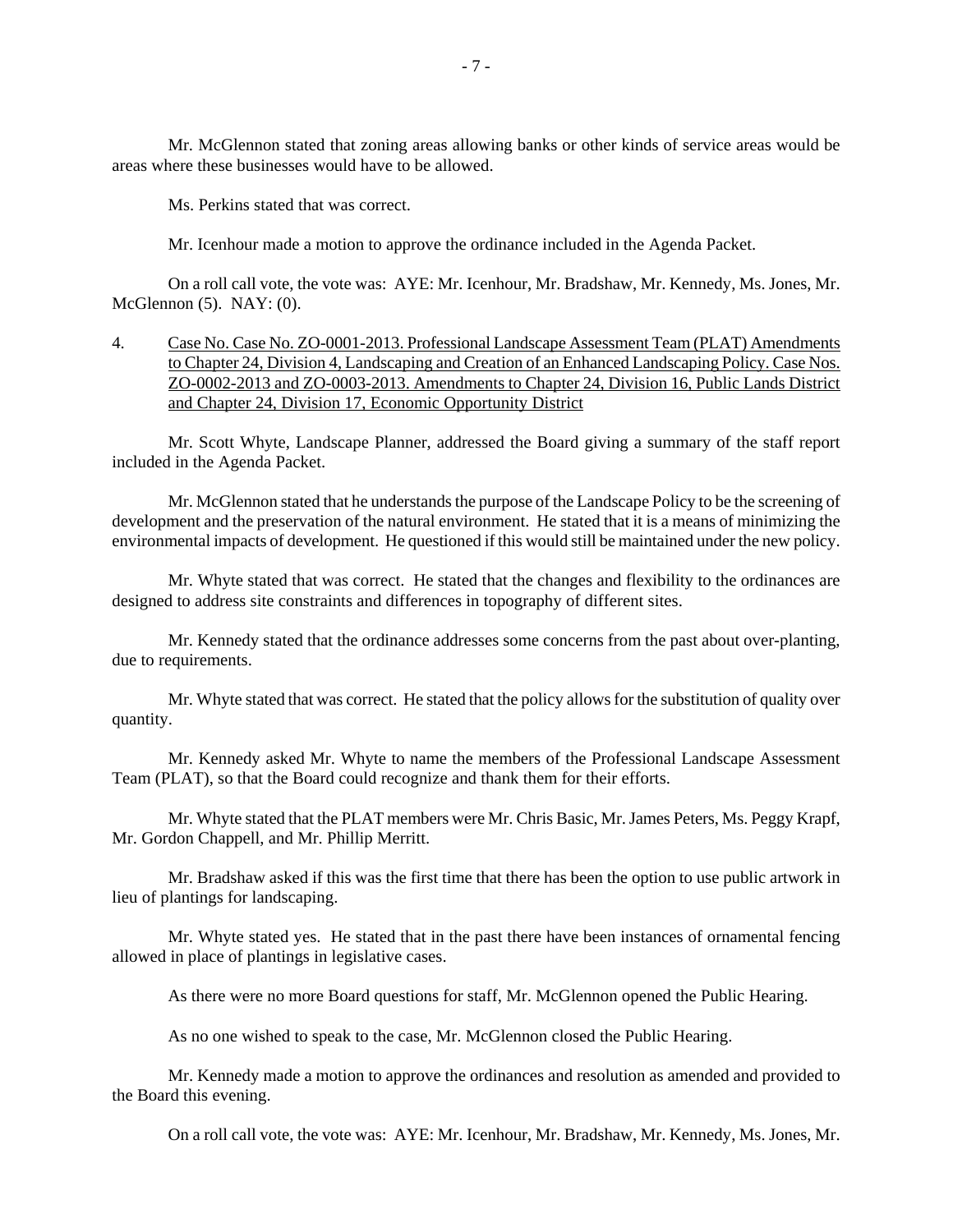Mr. McGlennon stated that zoning areas allowing banks or other kinds of service areas would be areas where these businesses would have to be allowed.

Ms. Perkins stated that was correct.

Mr. Icenhour made a motion to approve the ordinance included in the Agenda Packet.

On a roll call vote, the vote was: AYE: Mr. Icenhour, Mr. Bradshaw, Mr. Kennedy, Ms. Jones, Mr. McGlennon (5). NAY: (0).

4. Case No. Case No. ZO-0001-2013. Professional Landscape Assessment Team (PLAT) Amendments to Chapter 24, Division 4, Landscaping and Creation of an Enhanced Landscaping Policy. Case Nos. ZO-0002-2013 and ZO-0003-2013. Amendments to Chapter 24, Division 16, Public Lands District and Chapter 24, Division 17, Economic Opportunity District

Mr. Scott Whyte, Landscape Planner, addressed the Board giving a summary of the staff report included in the Agenda Packet.

Mr. McGlennon stated that he understands the purpose of the Landscape Policy to be the screening of development and the preservation of the natural environment. He stated that it is a means of minimizing the environmental impacts of development. He questioned if this would still be maintained under the new policy.

Mr. Whyte stated that was correct. He stated that the changes and flexibility to the ordinances are designed to address site constraints and differences in topography of different sites.

Mr. Kennedy stated that the ordinance addresses some concerns from the past about over-planting, due to requirements.

Mr. Whyte stated that was correct. He stated that the policy allows for the substitution of quality over quantity.

Mr. Kennedy asked Mr. Whyte to name the members of the Professional Landscape Assessment Team (PLAT), so that the Board could recognize and thank them for their efforts.

Mr. Whyte stated that the PLAT members were Mr. Chris Basic, Mr. James Peters, Ms. Peggy Krapf, Mr. Gordon Chappell, and Mr. Phillip Merritt.

Mr. Bradshaw asked if this was the first time that there has been the option to use public artwork in lieu of plantings for landscaping.

Mr. Whyte stated yes. He stated that in the past there have been instances of ornamental fencing allowed in place of plantings in legislative cases.

As there were no more Board questions for staff, Mr. McGlennon opened the Public Hearing.

As no one wished to speak to the case, Mr. McGlennon closed the Public Hearing.

Mr. Kennedy made a motion to approve the ordinances and resolution as amended and provided to the Board this evening.

On a roll call vote, the vote was: AYE: Mr. Icenhour, Mr. Bradshaw, Mr. Kennedy, Ms. Jones, Mr.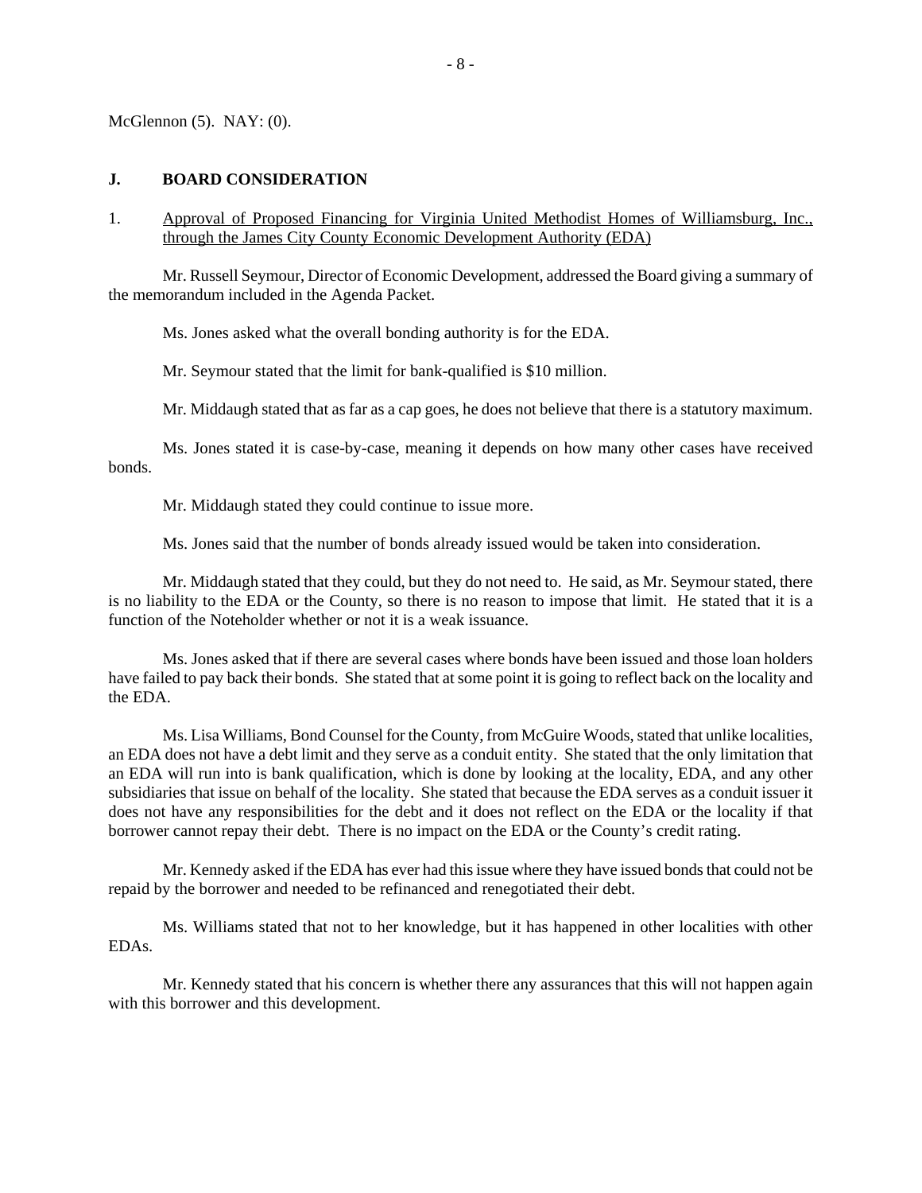McGlennon (5). NAY: (0).

**J. BOARD CONSIDERATION**

1. Approval of Proposed Financing for Virginia United Methodist Homes of Williamsburg, Inc., through the James City County Economic Development Authority (EDA)

Mr. Russell Seymour, Director of Economic Development, addressed the Board giving a summary of the memorandum included in the Agenda Packet.

Ms. Jones asked what the overall bonding authority is for the EDA.

Mr. Seymour stated that the limit for bank-qualified is $10 million.

Mr. Middaugh stated that as far as a cap goes, he does not believe that there is a statutory maximum.

Ms. Jones stated it is case-by-case, meaning it depends on how many other cases have received bonds.

Mr. Middaugh stated they could continue to issue more.

Ms. Jones said that the number of bonds already issued would be taken into consideration.

Mr. Middaugh stated that they could, but they do not need to. He said, as Mr. Seymour stated, there is no liability to the EDA or the County, so there is no reason to impose that limit. He stated that it is a function of the Noteholder whether or not it is a weak issuance.

Ms. Jones asked that if there are several cases where bonds have been issued and those loan holders have failed to pay back their bonds. She stated that at some point it is going to reflect back on the locality and the EDA.

Ms. Lisa Williams, Bond Counsel for the County, from McGuire Woods, stated that unlike localities, an EDA does not have a debt limit and they serve as a conduit entity. She stated that the only limitation that an EDA will run into is bank qualification, which is done by looking at the locality, EDA, and any other subsidiaries that issue on behalf of the locality. She stated that because the EDA serves as a conduit issuer it does not have any responsibilities for the debt and it does not reflect on the EDA or the locality if that borrower cannot repay their debt. There is no impact on the EDA or the County's credit rating.

Mr. Kennedy asked if the EDA has ever had this issue where they have issued bonds that could not be repaid by the borrower and needed to be refinanced and renegotiated their debt.

Ms. Williams stated that not to her knowledge, but it has happened in other localities with other EDAs.

Mr. Kennedy stated that his concern is whether there any assurances that this will not happen again with this borrower and this development.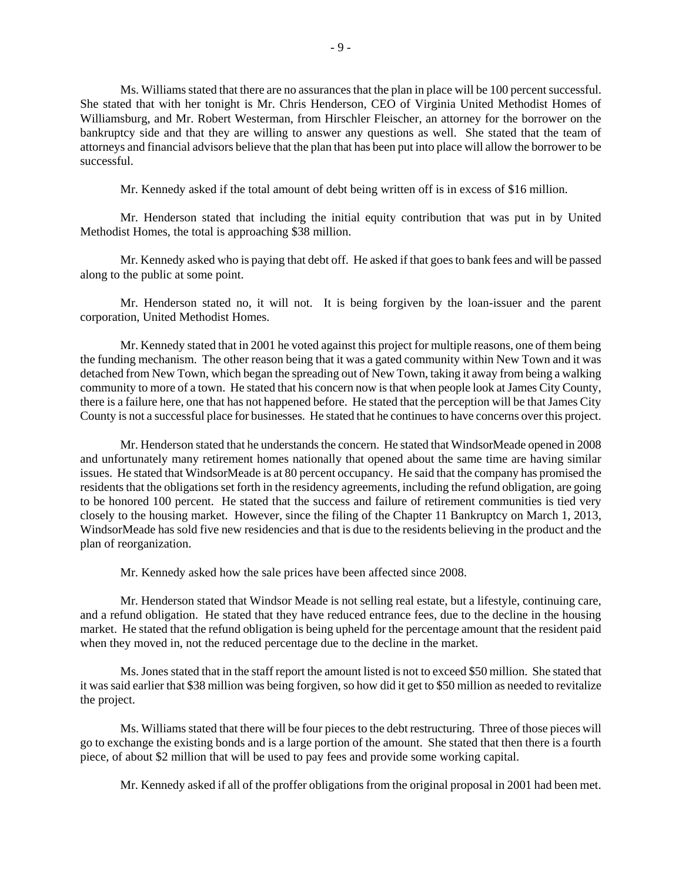Ms. Williams stated that there are no assurances that the plan in place will be 100 percent successful. She stated that with her tonight is Mr. Chris Henderson, CEO of Virginia United Methodist Homes of Williamsburg, and Mr. Robert Westerman, from Hirschler Fleischer, an attorney for the borrower on the bankruptcy side and that they are willing to answer any questions as well. She stated that the team of attorneys and financial advisors believe that the plan that has been put into place will allow the borrower to be successful.

Mr. Kennedy asked if the total amount of debt being written off is in excess of $16 million.

Mr. Henderson stated that including the initial equity contribution that was put in by United Methodist Homes, the total is approaching $38 million.

Mr. Kennedy asked who is paying that debt off. He asked if that goes to bank fees and will be passed along to the public at some point.

Mr. Henderson stated no, it will not. It is being forgiven by the loan-issuer and the parent corporation, United Methodist Homes.

Mr. Kennedy stated that in 2001 he voted against this project for multiple reasons, one of them being the funding mechanism. The other reason being that it was a gated community within New Town and it was detached from New Town, which began the spreading out of New Town, taking it away from being a walking community to more of a town. He stated that his concern now is that when people look at James City County, there is a failure here, one that has not happened before. He stated that the perception will be that James City County is not a successful place for businesses. He stated that he continues to have concerns over this project.

Mr. Henderson stated that he understands the concern. He stated that WindsorMeade opened in 2008 and unfortunately many retirement homes nationally that opened about the same time are having similar issues. He stated that WindsorMeade is at 80 percent occupancy. He said that the company has promised the residents that the obligations set forth in the residency agreements, including the refund obligation, are going to be honored 100 percent. He stated that the success and failure of retirement communities is tied very closely to the housing market. However, since the filing of the Chapter 11 Bankruptcy on March 1, 2013, WindsorMeade has sold five new residencies and that is due to the residents believing in the product and the plan of reorganization.

Mr. Kennedy asked how the sale prices have been affected since 2008.

Mr. Henderson stated that Windsor Meade is not selling real estate, but a lifestyle, continuing care, and a refund obligation. He stated that they have reduced entrance fees, due to the decline in the housing market. He stated that the refund obligation is being upheld for the percentage amount that the resident paid when they moved in, not the reduced percentage due to the decline in the market.

Ms. Jones stated that in the staff report the amount listed is not to exceed $50 million. She stated that it was said earlier that $38 million was being forgiven, so how did it get to $50 million as needed to revitalize the project.

Ms. Williams stated that there will be four pieces to the debt restructuring. Three of those pieces will go to exchange the existing bonds and is a large portion of the amount. She stated that then there is a fourth piece, of about $2 million that will be used to pay fees and provide some working capital.

Mr. Kennedy asked if all of the proffer obligations from the original proposal in 2001 had been met.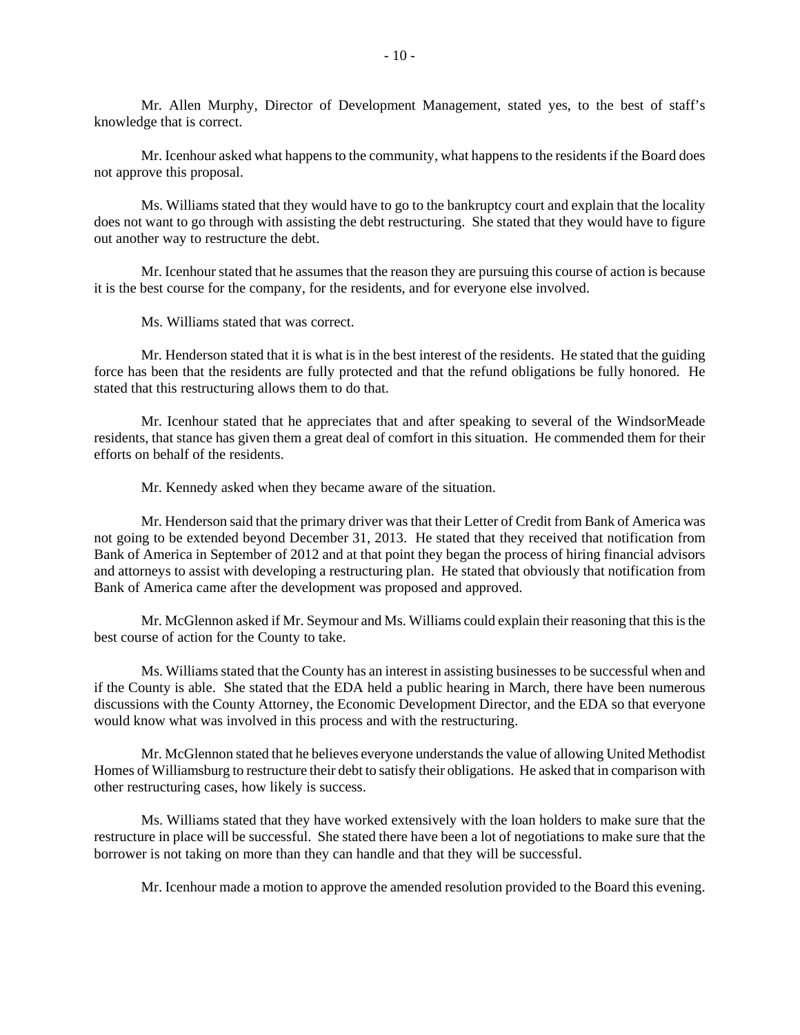Mr. Allen Murphy, Director of Development Management, stated yes, to the best of staff's knowledge that is correct.

Mr. Icenhour asked what happens to the community, what happens to the residents if the Board does not approve this proposal.

Ms. Williams stated that they would have to go to the bankruptcy court and explain that the locality does not want to go through with assisting the debt restructuring. She stated that they would have to figure out another way to restructure the debt.

Mr. Icenhour stated that he assumes that the reason they are pursuing this course of action is because it is the best course for the company, for the residents, and for everyone else involved.

Ms. Williams stated that was correct.

Mr. Henderson stated that it is what is in the best interest of the residents. He stated that the guiding force has been that the residents are fully protected and that the refund obligations be fully honored. He stated that this restructuring allows them to do that.

Mr. Icenhour stated that he appreciates that and after speaking to several of the WindsorMeade residents, that stance has given them a great deal of comfort in this situation. He commended them for their efforts on behalf of the residents.

Mr. Kennedy asked when they became aware of the situation.

Mr. Henderson said that the primary driver was that their Letter of Credit from Bank of America was not going to be extended beyond December 31, 2013. He stated that they received that notification from Bank of America in September of 2012 and at that point they began the process of hiring financial advisors and attorneys to assist with developing a restructuring plan. He stated that obviously that notification from Bank of America came after the development was proposed and approved.

Mr. McGlennon asked if Mr. Seymour and Ms. Williams could explain their reasoning that this is the best course of action for the County to take.

Ms. Williams stated that the County has an interest in assisting businesses to be successful when and if the County is able. She stated that the EDA held a public hearing in March, there have been numerous discussions with the County Attorney, the Economic Development Director, and the EDA so that everyone would know what was involved in this process and with the restructuring.

Mr. McGlennon stated that he believes everyone understands the value of allowing United Methodist Homes of Williamsburg to restructure their debt to satisfy their obligations. He asked that in comparison with other restructuring cases, how likely is success.

Ms. Williams stated that they have worked extensively with the loan holders to make sure that the restructure in place will be successful. She stated there have been a lot of negotiations to make sure that the borrower is not taking on more than they can handle and that they will be successful.

Mr. Icenhour made a motion to approve the amended resolution provided to the Board this evening.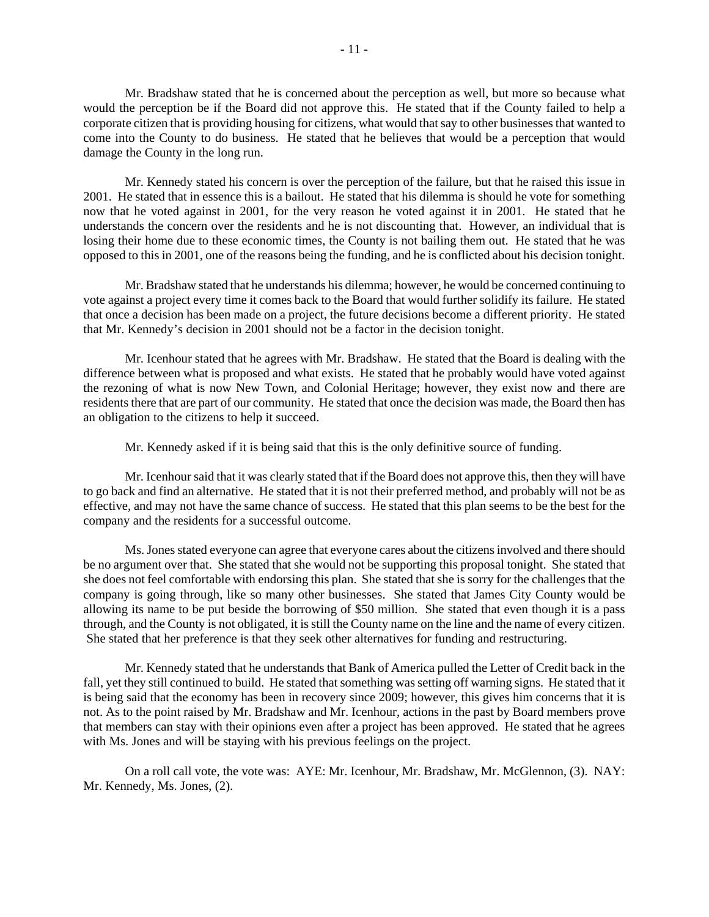Mr. Bradshaw stated that he is concerned about the perception as well, but more so because what would the perception be if the Board did not approve this. He stated that if the County failed to help a corporate citizen that is providing housing for citizens, what would that say to other businesses that wanted to come into the County to do business. He stated that he believes that would be a perception that would damage the County in the long run.

Mr. Kennedy stated his concern is over the perception of the failure, but that he raised this issue in 2001. He stated that in essence this is a bailout. He stated that his dilemma is should he vote for something now that he voted against in 2001, for the very reason he voted against it in 2001. He stated that he understands the concern over the residents and he is not discounting that. However, an individual that is losing their home due to these economic times, the County is not bailing them out. He stated that he was opposed to this in 2001, one of the reasons being the funding, and he is conflicted about his decision tonight.

Mr. Bradshaw stated that he understands his dilemma; however, he would be concerned continuing to vote against a project every time it comes back to the Board that would further solidify its failure. He stated that once a decision has been made on a project, the future decisions become a different priority. He stated that Mr. Kennedy's decision in 2001 should not be a factor in the decision tonight.

Mr. Icenhour stated that he agrees with Mr. Bradshaw. He stated that the Board is dealing with the difference between what is proposed and what exists. He stated that he probably would have voted against the rezoning of what is now New Town, and Colonial Heritage; however, they exist now and there are residents there that are part of our community. He stated that once the decision was made, the Board then has an obligation to the citizens to help it succeed.

Mr. Kennedy asked if it is being said that this is the only definitive source of funding.

Mr. Icenhour said that it was clearly stated that if the Board does not approve this, then they will have to go back and find an alternative. He stated that it is not their preferred method, and probably will not be as effective, and may not have the same chance of success. He stated that this plan seems to be the best for the company and the residents for a successful outcome.

Ms. Jones stated everyone can agree that everyone cares about the citizens involved and there should be no argument over that. She stated that she would not be supporting this proposal tonight. She stated that she does not feel comfortable with endorsing this plan. She stated that she is sorry for the challenges that the company is going through, like so many other businesses. She stated that James City County would be allowing its name to be put beside the borrowing of \$50 million. She stated that even though it is a pass through, and the County is not obligated, it is still the County name on the line and the name of every citizen. She stated that her preference is that they seek other alternatives for funding and restructuring.

Mr. Kennedy stated that he understands that Bank of America pulled the Letter of Credit back in the fall, yet they still continued to build. He stated that something was setting off warning signs. He stated that it is being said that the economy has been in recovery since 2009; however, this gives him concerns that it is not. As to the point raised by Mr. Bradshaw and Mr. Icenhour, actions in the past by Board members prove that members can stay with their opinions even after a project has been approved. He stated that he agrees with Ms. Jones and will be staying with his previous feelings on the project.

On a roll call vote, the vote was: AYE: Mr. Icenhour, Mr. Bradshaw, Mr. McGlennon, (3). NAY: Mr. Kennedy, Ms. Jones, (2).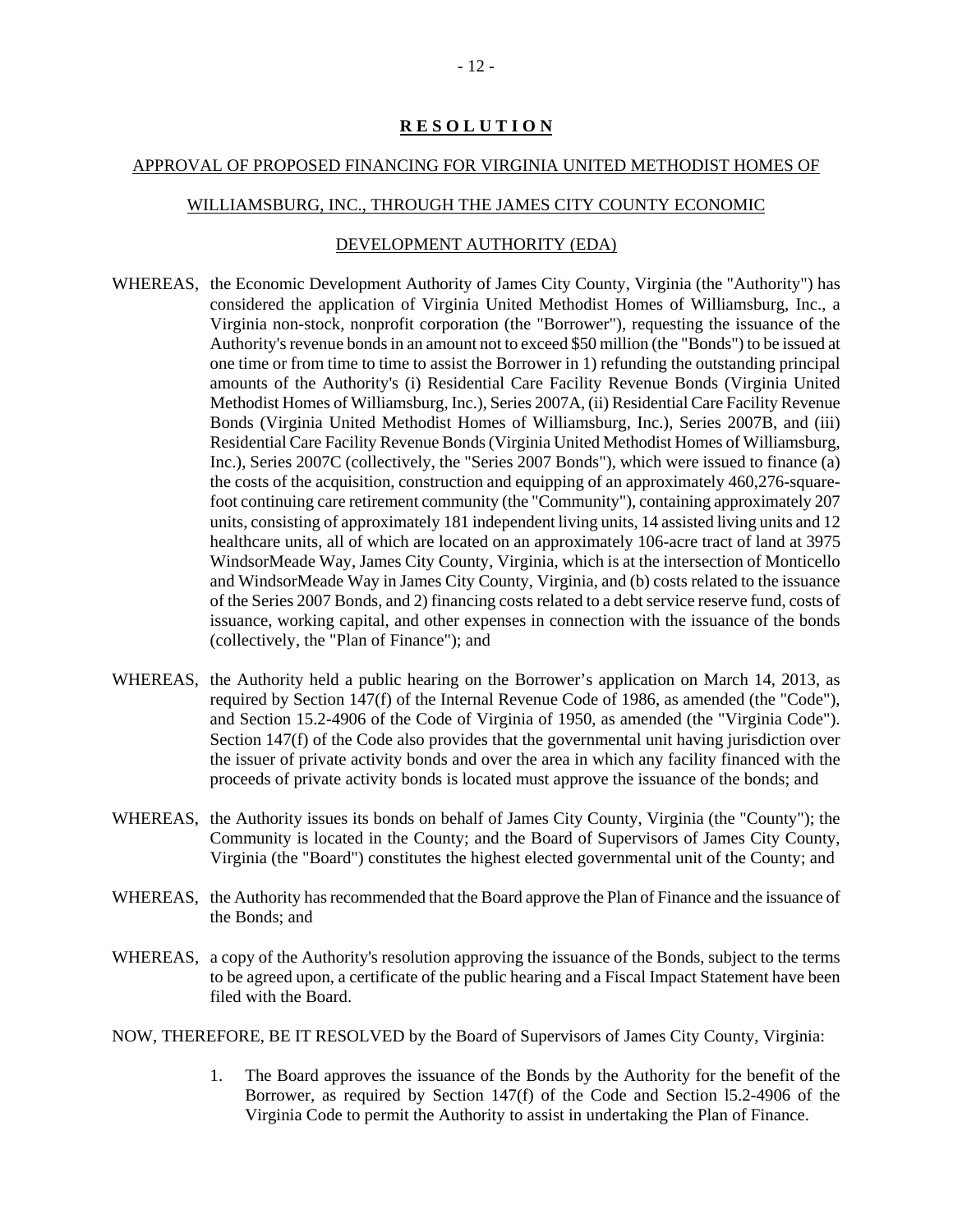# **R E S O L U T I O N**

APPROVAL OF PROPOSED FINANCING FOR VIRGINIA UNITED METHODIST HOMES OF WILLIAMSBURG, INC., THROUGH THE JAMES CITY COUNTY ECONOMIC DEVELOPMENT AUTHORITY (EDA)

WHEREAS, the Economic Development Authority of James City County, Virginia (the "Authority") has considered the application of Virginia United Methodist Homes of Williamsburg, Inc., a Virginia non-stock, nonprofit corporation (the "Borrower"), requesting the issuance of the Authority's revenue bonds in an amount not to exceed $50 million (the "Bonds") to be issued at one time or from time to time to assist the Borrower in 1) refunding the outstanding principal amounts of the Authority's (i) Residential Care Facility Revenue Bonds (Virginia United Methodist Homes of Williamsburg, Inc.), Series 2007A, (ii) Residential Care Facility Revenue Bonds (Virginia United Methodist Homes of Williamsburg, Inc.), Series 2007B, and (iii) Residential Care Facility Revenue Bonds (Virginia United Methodist Homes of Williamsburg, Inc.), Series 2007C (collectively, the "Series 2007 Bonds"), which were issued to finance (a) the costs of the acquisition, construction and equipping of an approximately 460,276-square-foot continuing care retirement community (the "Community"), containing approximately 207 units, consisting of approximately 181 independent living units, 14 assisted living units and 12 healthcare units, all of which are located on an approximately 106-acre tract of land at 3975 WindsorMeade Way, James City County, Virginia, which is at the intersection of Monticello and WindsorMeade Way in James City County, Virginia, and (b) costs related to the issuance of the Series 2007 Bonds, and 2) financing costs related to a debt service reserve fund, costs of issuance, working capital, and other expenses in connection with the issuance of the bonds (collectively, the "Plan of Finance"); and

WHEREAS, the Authority held a public hearing on the Borrower's application on March 14, 2013, as required by Section 147(f) of the Internal Revenue Code of 1986, as amended (the "Code"), and Section 15.2-4906 of the Code of Virginia of 1950, as amended (the "Virginia Code"). Section 147(f) of the Code also provides that the governmental unit having jurisdiction over the issuer of private activity bonds and over the area in which any facility financed with the proceeds of private activity bonds is located must approve the issuance of the bonds; and

WHEREAS, the Authority issues its bonds on behalf of James City County, Virginia (the "County"); the Community is located in the County; and the Board of Supervisors of James City County, Virginia (the "Board") constitutes the highest elected governmental unit of the County; and

WHEREAS, the Authority has recommended that the Board approve the Plan of Finance and the issuance of the Bonds; and

WHEREAS, a copy of the Authority's resolution approving the issuance of the Bonds, subject to the terms to be agreed upon, a certificate of the public hearing and a Fiscal Impact Statement have been filed with the Board.

NOW, THEREFORE, BE IT RESOLVED by the Board of Supervisors of James City County, Virginia:

1. The Board approves the issuance of the Bonds by the Authority for the benefit of the Borrower, as required by Section 147(f) of the Code and Section l5.2-4906 of the Virginia Code to permit the Authority to assist in undertaking the Plan of Finance.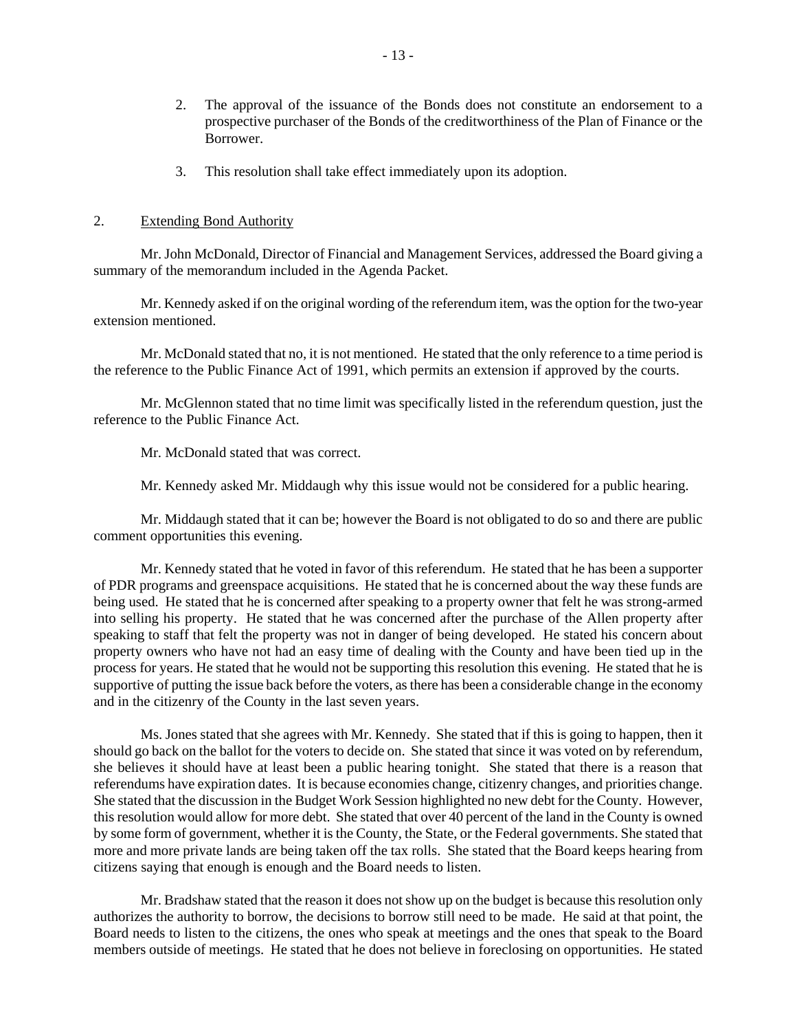2. The approval of the issuance of the Bonds does not constitute an endorsement to a prospective purchaser of the Bonds of the creditworthiness of the Plan of Finance or the Borrower.

3. This resolution shall take effect immediately upon its adoption.

2. Extending Bond Authority

Mr. John McDonald, Director of Financial and Management Services, addressed the Board giving a summary of the memorandum included in the Agenda Packet.

Mr. Kennedy asked if on the original wording of the referendum item, was the option for the two-year extension mentioned.

Mr. McDonald stated that no, it is not mentioned. He stated that the only reference to a time period is the reference to the Public Finance Act of 1991, which permits an extension if approved by the courts.

Mr. McGlennon stated that no time limit was specifically listed in the referendum question, just the reference to the Public Finance Act.

Mr. McDonald stated that was correct.

Mr. Kennedy asked Mr. Middaugh why this issue would not be considered for a public hearing.

Mr. Middaugh stated that it can be; however the Board is not obligated to do so and there are public comment opportunities this evening.

Mr. Kennedy stated that he voted in favor of this referendum. He stated that he has been a supporter of PDR programs and greenspace acquisitions. He stated that he is concerned about the way these funds are being used. He stated that he is concerned after speaking to a property owner that felt he was strong-armed into selling his property. He stated that he was concerned after the purchase of the Allen property after speaking to staff that felt the property was not in danger of being developed. He stated his concern about property owners who have not had an easy time of dealing with the County and have been tied up in the process for years. He stated that he would not be supporting this resolution this evening. He stated that he is supportive of putting the issue back before the voters, as there has been a considerable change in the economy and in the citizenry of the County in the last seven years.

Ms. Jones stated that she agrees with Mr. Kennedy. She stated that if this is going to happen, then it should go back on the ballot for the voters to decide on. She stated that since it was voted on by referendum, she believes it should have at least been a public hearing tonight. She stated that there is a reason that referendums have expiration dates. It is because economies change, citizenry changes, and priorities change. She stated that the discussion in the Budget Work Session highlighted no new debt for the County. However, this resolution would allow for more debt. She stated that over 40 percent of the land in the County is owned by some form of government, whether it is the County, the State, or the Federal governments. She stated that more and more private lands are being taken off the tax rolls. She stated that the Board keeps hearing from citizens saying that enough is enough and the Board needs to listen.

Mr. Bradshaw stated that the reason it does not show up on the budget is because this resolution only authorizes the authority to borrow, the decisions to borrow still need to be made. He said at that point, the Board needs to listen to the citizens, the ones who speak at meetings and the ones that speak to the Board members outside of meetings. He stated that he does not believe in foreclosing on opportunities. He stated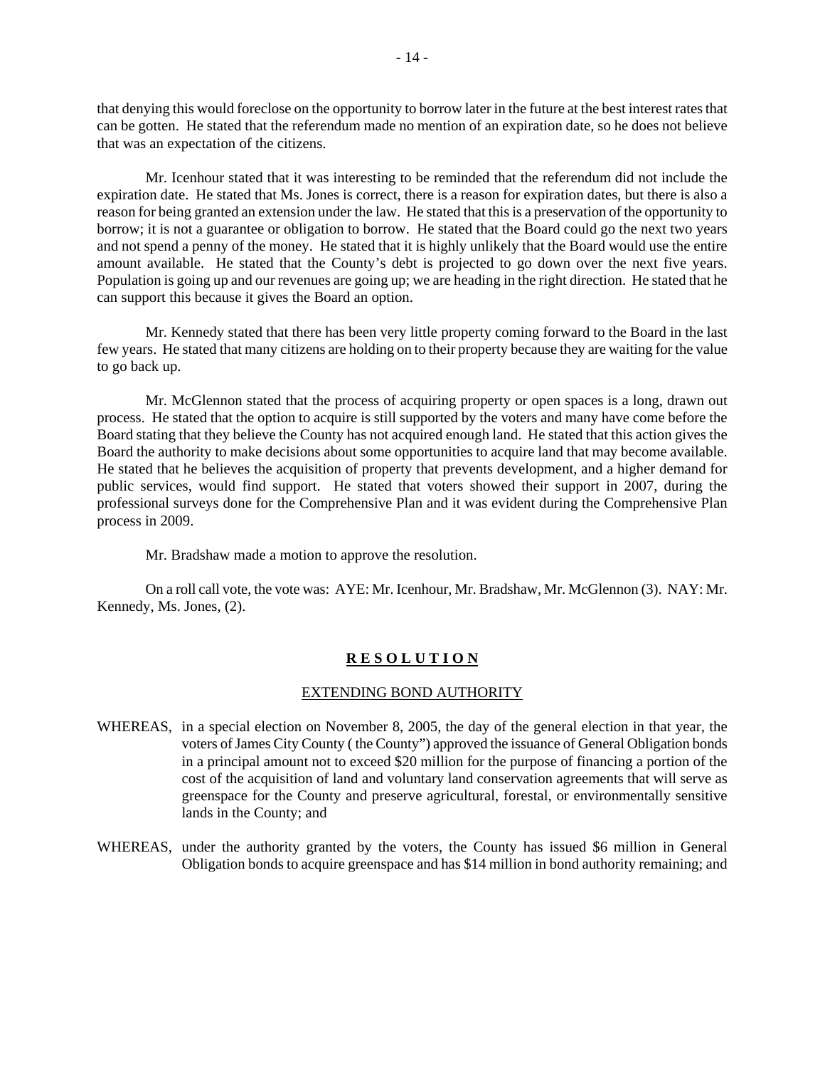that denying this would foreclose on the opportunity to borrow later in the future at the best interest rates that can be gotten. He stated that the referendum made no mention of an expiration date, so he does not believe that was an expectation of the citizens.

Mr. Icenhour stated that it was interesting to be reminded that the referendum did not include the expiration date. He stated that Ms. Jones is correct, there is a reason for expiration dates, but there is also a reason for being granted an extension under the law. He stated that this is a preservation of the opportunity to borrow; it is not a guarantee or obligation to borrow. He stated that the Board could go the next two years and not spend a penny of the money. He stated that it is highly unlikely that the Board would use the entire amount available. He stated that the County's debt is projected to go down over the next five years. Population is going up and our revenues are going up; we are heading in the right direction. He stated that he can support this because it gives the Board an option.

Mr. Kennedy stated that there has been very little property coming forward to the Board in the last few years. He stated that many citizens are holding on to their property because they are waiting for the value to go back up.

Mr. McGlennon stated that the process of acquiring property or open spaces is a long, drawn out process. He stated that the option to acquire is still supported by the voters and many have come before the Board stating that they believe the County has not acquired enough land. He stated that this action gives the Board the authority to make decisions about some opportunities to acquire land that may become available. He stated that he believes the acquisition of property that prevents development, and a higher demand for public services, would find support. He stated that voters showed their support in 2007, during the professional surveys done for the Comprehensive Plan and it was evident during the Comprehensive Plan process in 2009.

Mr. Bradshaw made a motion to approve the resolution.

On a roll call vote, the vote was: AYE: Mr. Icenhour, Mr. Bradshaw, Mr. McGlennon (3). NAY: Mr. Kennedy, Ms. Jones, (2).

**R E S O L U T I O N**

EXTENDING BOND AUTHORITY

WHEREAS, in a special election on November 8, 2005, the day of the general election in that year, the voters of James City County ( the County") approved the issuance of General Obligation bonds in a principal amount not to exceed $20 million for the purpose of financing a portion of the cost of the acquisition of land and voluntary land conservation agreements that will serve as greenspace for the County and preserve agricultural, forestal, or environmentally sensitive lands in the County; and

WHEREAS, under the authority granted by the voters, the County has issued $6 million in General Obligation bonds to acquire greenspace and has $14 million in bond authority remaining; and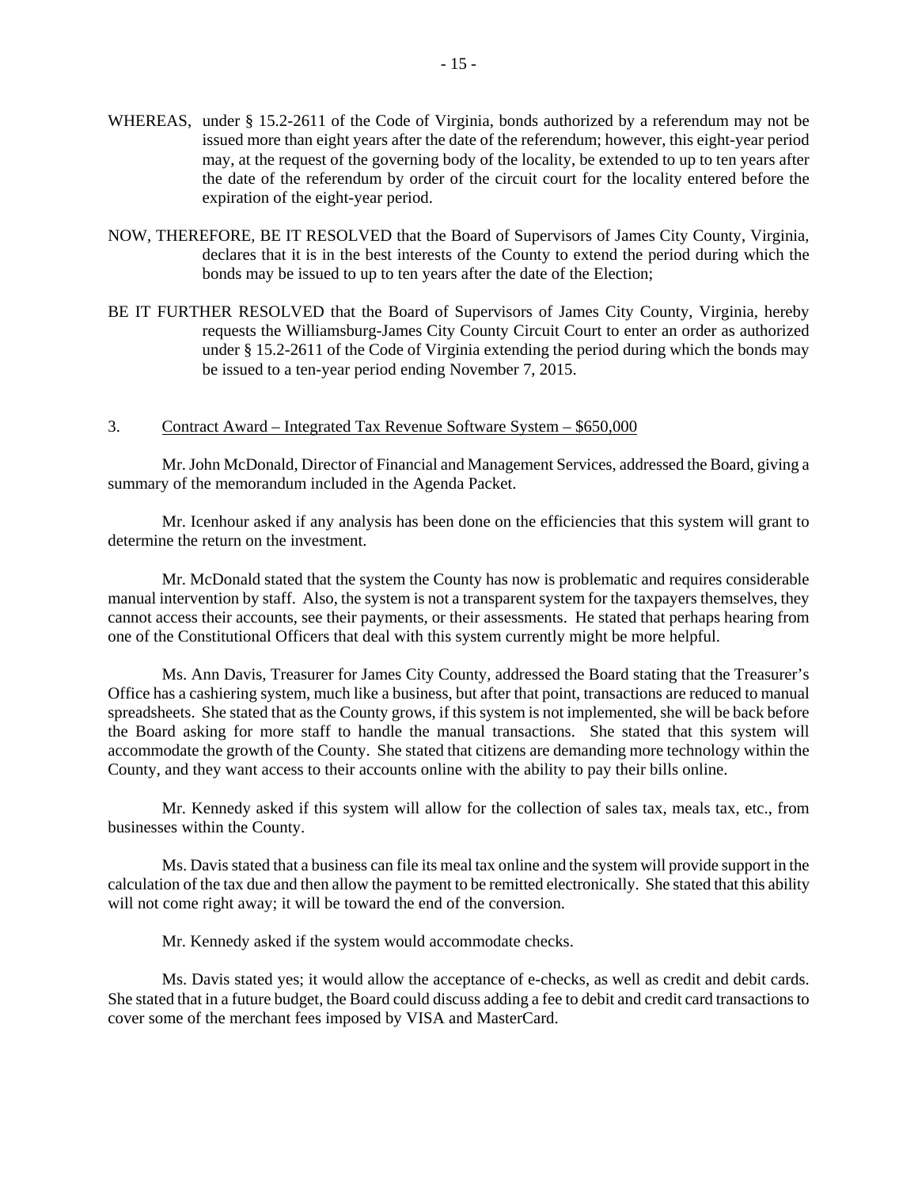WHEREAS, under § 15.2-2611 of the Code of Virginia, bonds authorized by a referendum may not be issued more than eight years after the date of the referendum; however, this eight-year period may, at the request of the governing body of the locality, be extended to up to ten years after the date of the referendum by order of the circuit court for the locality entered before the expiration of the eight-year period.

NOW, THEREFORE, BE IT RESOLVED that the Board of Supervisors of James City County, Virginia, declares that it is in the best interests of the County to extend the period during which the bonds may be issued to up to ten years after the date of the Election;

BE IT FURTHER RESOLVED that the Board of Supervisors of James City County, Virginia, hereby requests the Williamsburg-James City County Circuit Court to enter an order as authorized under § 15.2-2611 of the Code of Virginia extending the period during which the bonds may be issued to a ten-year period ending November 7, 2015.

3. Contract Award – Integrated Tax Revenue Software System – $650,000

Mr. John McDonald, Director of Financial and Management Services, addressed the Board, giving a summary of the memorandum included in the Agenda Packet.

Mr. Icenhour asked if any analysis has been done on the efficiencies that this system will grant to determine the return on the investment.

Mr. McDonald stated that the system the County has now is problematic and requires considerable manual intervention by staff. Also, the system is not a transparent system for the taxpayers themselves, they cannot access their accounts, see their payments, or their assessments. He stated that perhaps hearing from one of the Constitutional Officers that deal with this system currently might be more helpful.

Ms. Ann Davis, Treasurer for James City County, addressed the Board stating that the Treasurer's Office has a cashiering system, much like a business, but after that point, transactions are reduced to manual spreadsheets. She stated that as the County grows, if this system is not implemented, she will be back before the Board asking for more staff to handle the manual transactions. She stated that this system will accommodate the growth of the County. She stated that citizens are demanding more technology within the County, and they want access to their accounts online with the ability to pay their bills online.

Mr. Kennedy asked if this system will allow for the collection of sales tax, meals tax, etc., from businesses within the County.

Ms. Davis stated that a business can file its meal tax online and the system will provide support in the calculation of the tax due and then allow the payment to be remitted electronically. She stated that this ability will not come right away; it will be toward the end of the conversion.

Mr. Kennedy asked if the system would accommodate checks.

Ms. Davis stated yes; it would allow the acceptance of e-checks, as well as credit and debit cards. She stated that in a future budget, the Board could discuss adding a fee to debit and credit card transactions to cover some of the merchant fees imposed by VISA and MasterCard.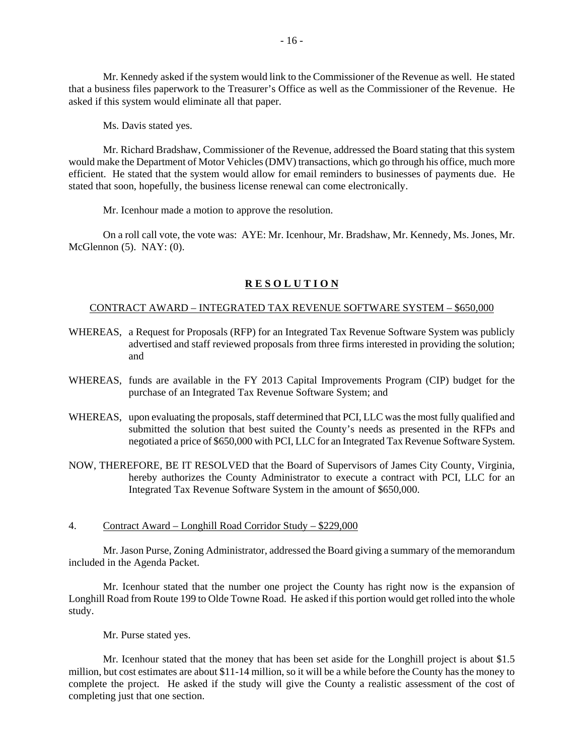Mr. Kennedy asked if the system would link to the Commissioner of the Revenue as well. He stated that a business files paperwork to the Treasurer's Office as well as the Commissioner of the Revenue. He asked if this system would eliminate all that paper.

Ms. Davis stated yes.

Mr. Richard Bradshaw, Commissioner of the Revenue, addressed the Board stating that this system would make the Department of Motor Vehicles (DMV) transactions, which go through his office, much more efficient. He stated that the system would allow for email reminders to businesses of payments due. He stated that soon, hopefully, the business license renewal can come electronically.

Mr. Icenhour made a motion to approve the resolution.

On a roll call vote, the vote was: AYE: Mr. Icenhour, Mr. Bradshaw, Mr. Kennedy, Ms. Jones, Mr. McGlennon (5). NAY: (0).

**R E S O L U T I O N**

CONTRACT AWARD – INTEGRATED TAX REVENUE SOFTWARE SYSTEM – $650,000

WHEREAS, a Request for Proposals (RFP) for an Integrated Tax Revenue Software System was publicly advertised and staff reviewed proposals from three firms interested in providing the solution; and

WHEREAS, funds are available in the FY 2013 Capital Improvements Program (CIP) budget for the purchase of an Integrated Tax Revenue Software System; and

WHEREAS, upon evaluating the proposals, staff determined that PCI, LLC was the most fully qualified and submitted the solution that best suited the County's needs as presented in the RFPs and negotiated a price of $650,000 with PCI, LLC for an Integrated Tax Revenue Software System.

NOW, THEREFORE, BE IT RESOLVED that the Board of Supervisors of James City County, Virginia, hereby authorizes the County Administrator to execute a contract with PCI, LLC for an Integrated Tax Revenue Software System in the amount of $650,000.

4. Contract Award – Longhill Road Corridor Study – $229,000

Mr. Jason Purse, Zoning Administrator, addressed the Board giving a summary of the memorandum included in the Agenda Packet.

Mr. Icenhour stated that the number one project the County has right now is the expansion of Longhill Road from Route 199 to Olde Towne Road. He asked if this portion would get rolled into the whole study.

Mr. Purse stated yes.

Mr. Icenhour stated that the money that has been set aside for the Longhill project is about $1.5 million, but cost estimates are about $11-14 million, so it will be a while before the County has the money to complete the project. He asked if the study will give the County a realistic assessment of the cost of completing just that one section.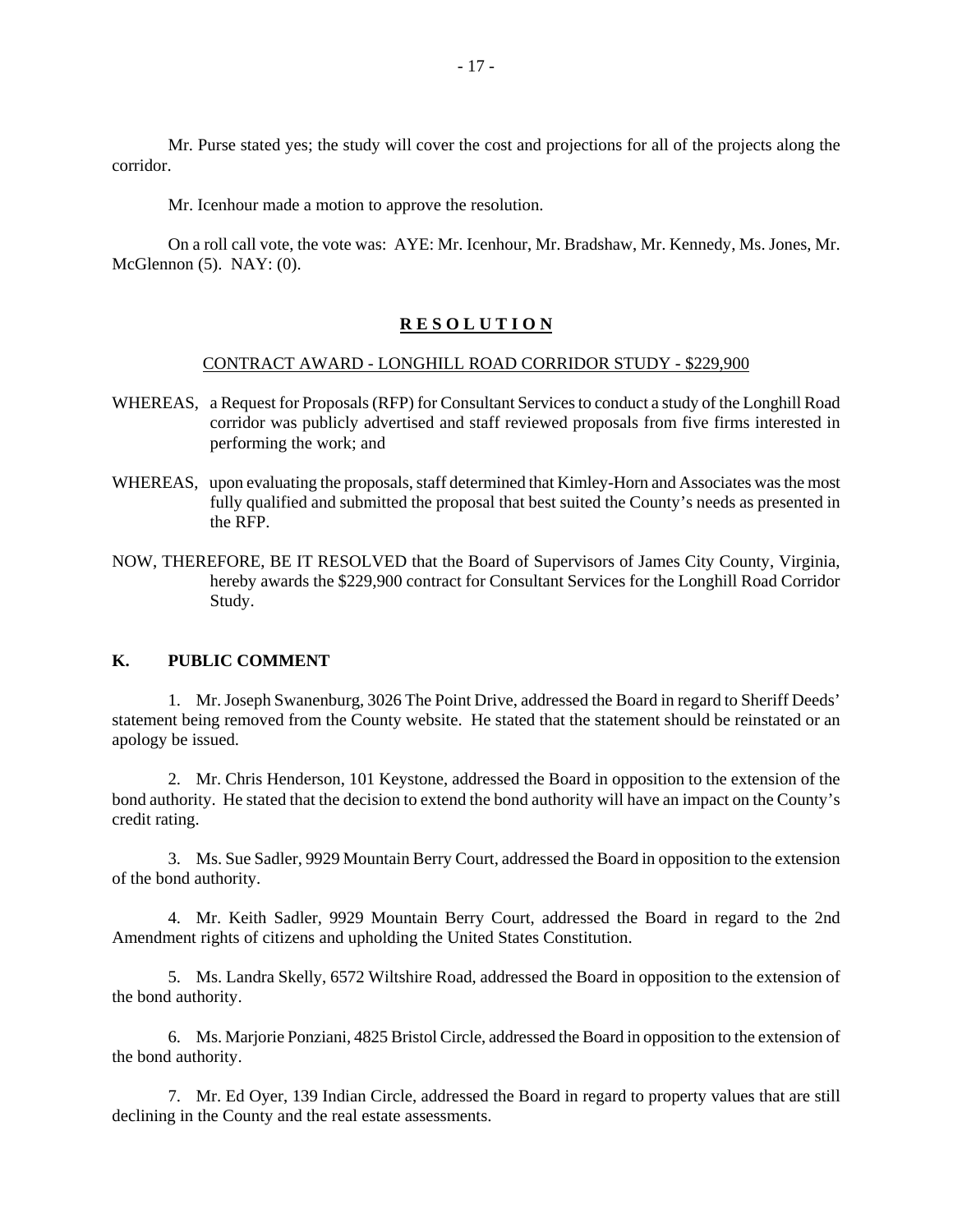Mr. Purse stated yes; the study will cover the cost and projections for all of the projects along the corridor.

Mr. Icenhour made a motion to approve the resolution.

On a roll call vote, the vote was: AYE: Mr. Icenhour, Mr. Bradshaw, Mr. Kennedy, Ms. Jones, Mr. McGlennon (5). NAY: (0).

## R E S O L U T I O N

CONTRACT AWARD - LONGHILL ROAD CORRIDOR STUDY - $229,900

WHEREAS, a Request for Proposals (RFP) for Consultant Services to conduct a study of the Longhill Road corridor was publicly advertised and staff reviewed proposals from five firms interested in performing the work; and

WHEREAS, upon evaluating the proposals, staff determined that Kimley-Horn and Associates was the most fully qualified and submitted the proposal that best suited the County's needs as presented in the RFP.

NOW, THEREFORE, BE IT RESOLVED that the Board of Supervisors of James City County, Virginia, hereby awards the $229,900 contract for Consultant Services for the Longhill Road Corridor Study.

**K. PUBLIC COMMENT**

1. Mr. Joseph Swanenburg, 3026 The Point Drive, addressed the Board in regard to Sheriff Deeds' statement being removed from the County website. He stated that the statement should be reinstated or an apology be issued.

2. Mr. Chris Henderson, 101 Keystone, addressed the Board in opposition to the extension of the bond authority. He stated that the decision to extend the bond authority will have an impact on the County's credit rating.

3. Ms. Sue Sadler, 9929 Mountain Berry Court, addressed the Board in opposition to the extension of the bond authority.

4. Mr. Keith Sadler, 9929 Mountain Berry Court, addressed the Board in regard to the 2nd Amendment rights of citizens and upholding the United States Constitution.

5. Ms. Landra Skelly, 6572 Wiltshire Road, addressed the Board in opposition to the extension of the bond authority.

6. Ms. Marjorie Ponziani, 4825 Bristol Circle, addressed the Board in opposition to the extension of the bond authority.

7. Mr. Ed Oyer, 139 Indian Circle, addressed the Board in regard to property values that are still declining in the County and the real estate assessments.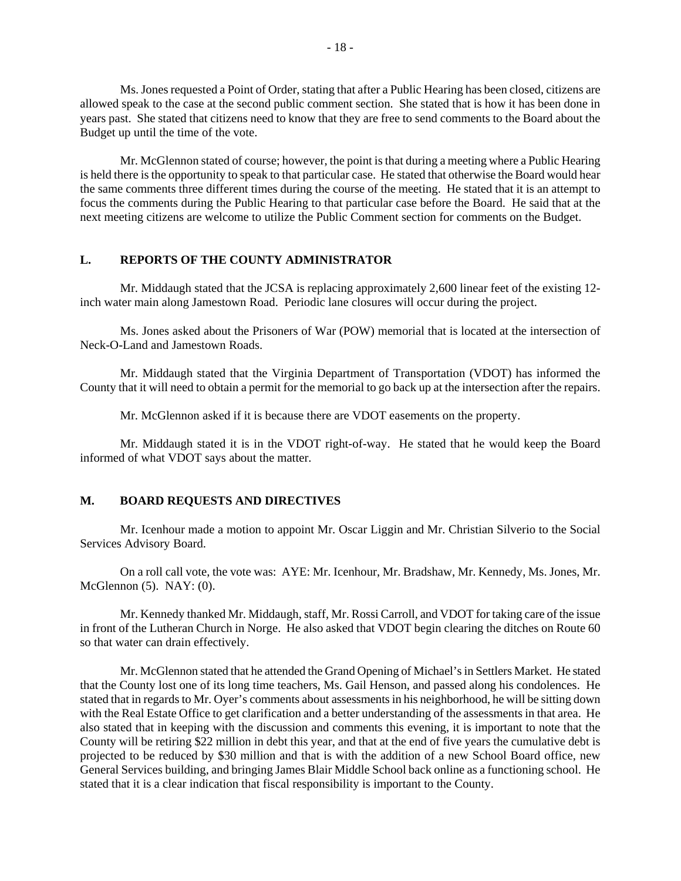Ms. Jones requested a Point of Order, stating that after a Public Hearing has been closed, citizens are allowed speak to the case at the second public comment section. She stated that is how it has been done in years past. She stated that citizens need to know that they are free to send comments to the Board about the Budget up until the time of the vote.

Mr. McGlennon stated of course; however, the point is that during a meeting where a Public Hearing is held there is the opportunity to speak to that particular case. He stated that otherwise the Board would hear the same comments three different times during the course of the meeting. He stated that it is an attempt to focus the comments during the Public Hearing to that particular case before the Board. He said that at the next meeting citizens are welcome to utilize the Public Comment section for comments on the Budget.

## L. REPORTS OF THE COUNTY ADMINISTRATOR

Mr. Middaugh stated that the JCSA is replacing approximately 2,600 linear feet of the existing 12-inch water main along Jamestown Road. Periodic lane closures will occur during the project.

Ms. Jones asked about the Prisoners of War (POW) memorial that is located at the intersection of Neck-O-Land and Jamestown Roads.

Mr. Middaugh stated that the Virginia Department of Transportation (VDOT) has informed the County that it will need to obtain a permit for the memorial to go back up at the intersection after the repairs.

Mr. McGlennon asked if it is because there are VDOT easements on the property.

Mr. Middaugh stated it is in the VDOT right-of-way. He stated that he would keep the Board informed of what VDOT says about the matter.

## M. BOARD REQUESTS AND DIRECTIVES

Mr. Icenhour made a motion to appoint Mr. Oscar Liggin and Mr. Christian Silverio to the Social Services Advisory Board.

On a roll call vote, the vote was: AYE: Mr. Icenhour, Mr. Bradshaw, Mr. Kennedy, Ms. Jones, Mr. McGlennon (5). NAY: (0).

Mr. Kennedy thanked Mr. Middaugh, staff, Mr. Rossi Carroll, and VDOT for taking care of the issue in front of the Lutheran Church in Norge. He also asked that VDOT begin clearing the ditches on Route 60 so that water can drain effectively.

Mr. McGlennon stated that he attended the Grand Opening of Michael's in Settlers Market. He stated that the County lost one of its long time teachers, Ms. Gail Henson, and passed along his condolences. He stated that in regards to Mr. Oyer's comments about assessments in his neighborhood, he will be sitting down with the Real Estate Office to get clarification and a better understanding of the assessments in that area. He also stated that in keeping with the discussion and comments this evening, it is important to note that the County will be retiring $22 million in debt this year, and that at the end of five years the cumulative debt is projected to be reduced by $30 million and that is with the addition of a new School Board office, new General Services building, and bringing James Blair Middle School back online as a functioning school. He stated that it is a clear indication that fiscal responsibility is important to the County.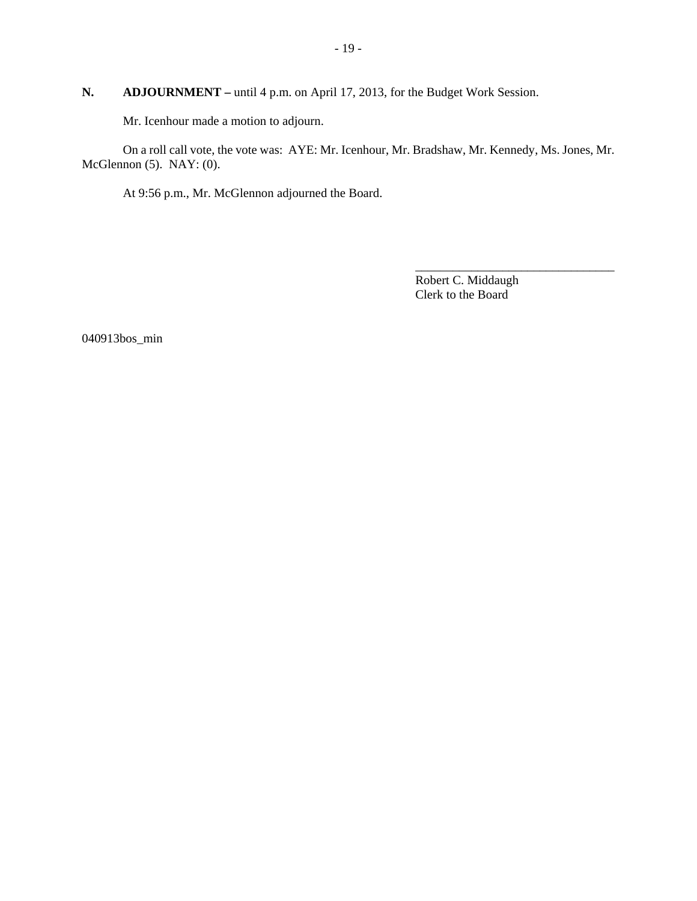**N. ADJOURNMENT –** until 4 p.m. on April 17, 2013, for the Budget Work Session.

Mr. Icenhour made a motion to adjourn.

On a roll call vote, the vote was: AYE: Mr. Icenhour, Mr. Bradshaw, Mr. Kennedy, Ms. Jones, Mr. McGlennon (5). NAY: (0).

At 9:56 p.m., Mr. McGlennon adjourned the Board.

________________________________

Robert C. Middaugh
Clerk to the Board

040913bos_min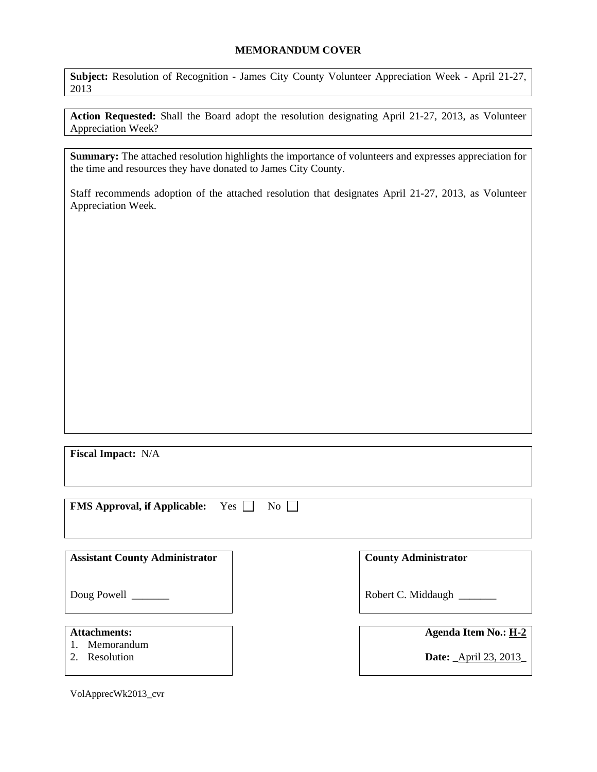## MEMORANDUM COVER

**Subject:** Resolution of Recognition - James City County Volunteer Appreciation Week - April 21-27, 2013

**Action Requested:** Shall the Board adopt the resolution designating April 21-27, 2013, as Volunteer Appreciation Week?

**Summary:** The attached resolution highlights the importance of volunteers and expresses appreciation for the time and resources they have donated to James City County.

Staff recommends adoption of the attached resolution that designates April 21-27, 2013, as Volunteer Appreciation Week.

**Fiscal Impact:** N/A

**FMS Approval, if Applicable:** Yes ☐ No ☐

**Assistant County Administrator**

Doug Powell _______

**County Administrator**

Robert C. Middaugh _______

**Attachments:**
1. Memorandum
2. Resolution

**Agenda Item No.:** **H-2**

**Date:** April 23, 2013

VolApprecWk2013_cvr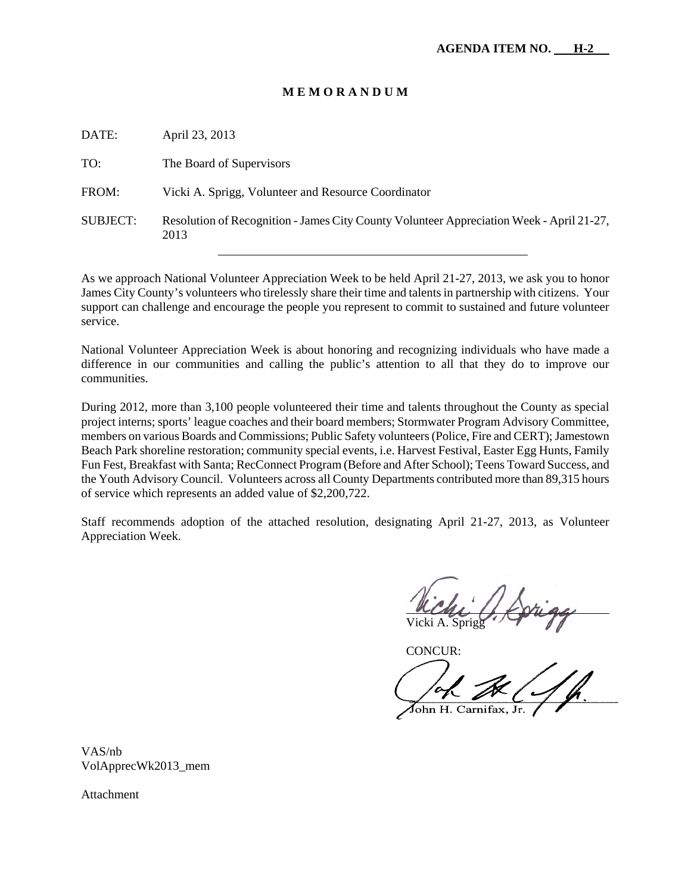**AGENDA ITEM NO. H-2**

**M E M O R A N D U M**

DATE: April 23, 2013

TO: The Board of Supervisors

FROM: Vicki A. Sprigg, Volunteer and Resource Coordinator

SUBJECT: Resolution of Recognition - James City County Volunteer Appreciation Week - April 21-27, 2013

---

As we approach National Volunteer Appreciation Week to be held April 21-27, 2013, we ask you to honor James City County's volunteers who tirelessly share their time and talents in partnership with citizens. Your support can challenge and encourage the people you represent to commit to sustained and future volunteer service.

National Volunteer Appreciation Week is about honoring and recognizing individuals who have made a difference in our communities and calling the public's attention to all that they do to improve our communities.

During 2012, more than 3,100 people volunteered their time and talents throughout the County as special project interns; sports' league coaches and their board members; Stormwater Program Advisory Committee, members on various Boards and Commissions; Public Safety volunteers (Police, Fire and CERT); Jamestown Beach Park shoreline restoration; community special events, i.e. Harvest Festival, Easter Egg Hunts, Family Fun Fest, Breakfast with Santa; RecConnect Program (Before and After School); Teens Toward Success, and the Youth Advisory Council. Volunteers across all County Departments contributed more than 89,315 hours of service which represents an added value of $2,200,722.

Staff recommends adoption of the attached resolution, designating April 21-27, 2013, as Volunteer Appreciation Week.

Vicki A. Sprigg

CONCUR:

John H. Carnifax, Jr.

VAS/nb
VolApprecWk2013_mem

Attachment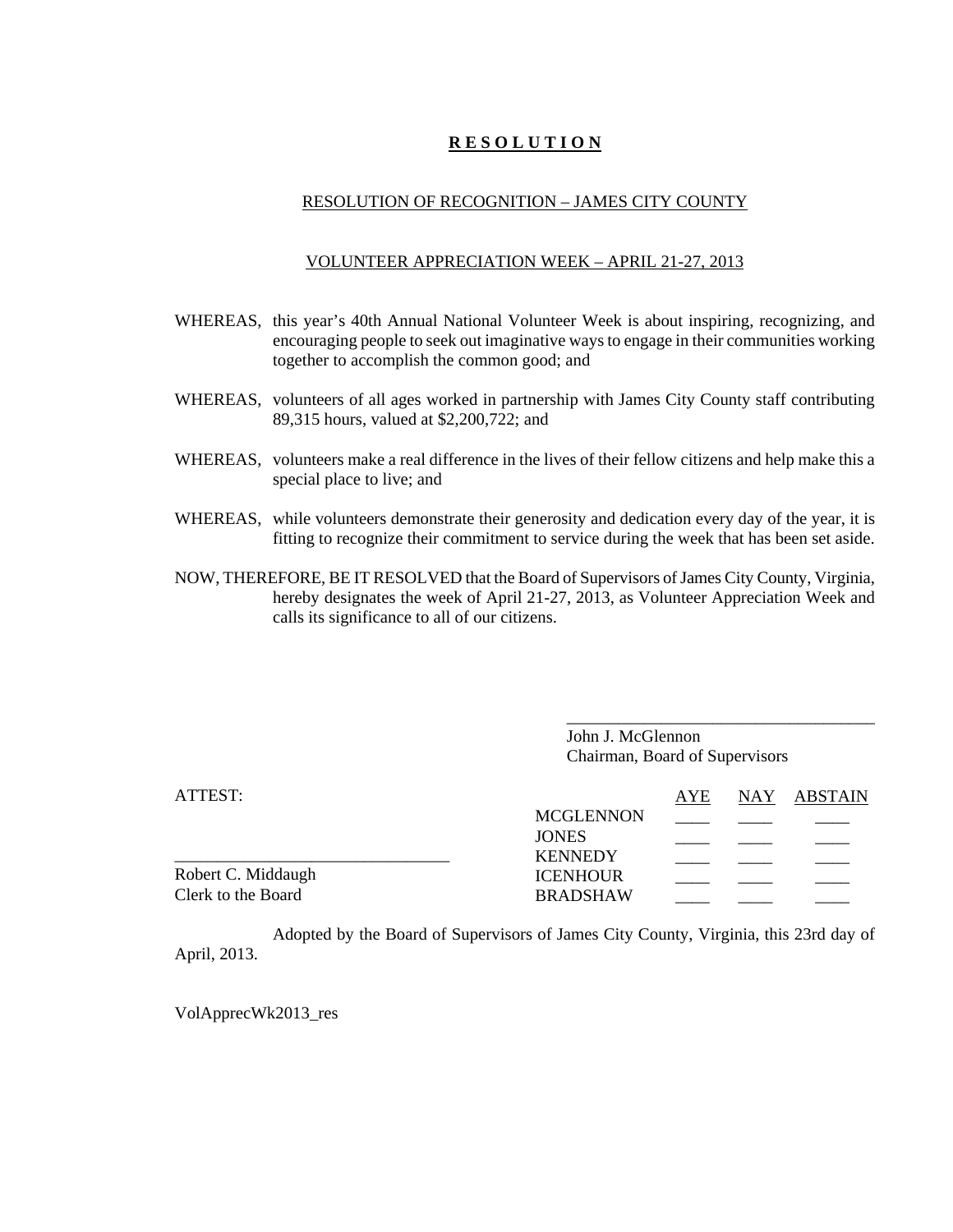# R E S O L U T I O N

## RESOLUTION OF RECOGNITION – JAMES CITY COUNTY

## VOLUNTEER APPRECIATION WEEK – APRIL 21-27, 2013

WHEREAS, this year's 40th Annual National Volunteer Week is about inspiring, recognizing, and encouraging people to seek out imaginative ways to engage in their communities working together to accomplish the common good; and

WHEREAS, volunteers of all ages worked in partnership with James City County staff contributing 89,315 hours, valued at $2,200,722; and

WHEREAS, volunteers make a real difference in the lives of their fellow citizens and help make this a special place to live; and

WHEREAS, while volunteers demonstrate their generosity and dedication every day of the year, it is fitting to recognize their commitment to service during the week that has been set aside.

NOW, THEREFORE, BE IT RESOLVED that the Board of Supervisors of James City County, Virginia, hereby designates the week of April 21-27, 2013, as Volunteer Appreciation Week and calls its significance to all of our citizens.

____________________________________
John J. McGlennon
Chairman, Board of Supervisors

ATTEST:

________________________________
Robert C. Middaugh
Clerk to the Board

| | AYE | NAY | ABSTAIN |
|---|---|---|---|
| MCGLENNON | ____ | ____ | ____ |
| JONES | ____ | ____ | ____ |
| KENNEDY | ____ | ____ | ____ |
| ICENHOUR | ____ | ____ | ____ |
| BRADSHAW | ____ | ____ | ____ |

Adopted by the Board of Supervisors of James City County, Virginia, this 23rd day of April, 2013.

VolApprecWk2013_res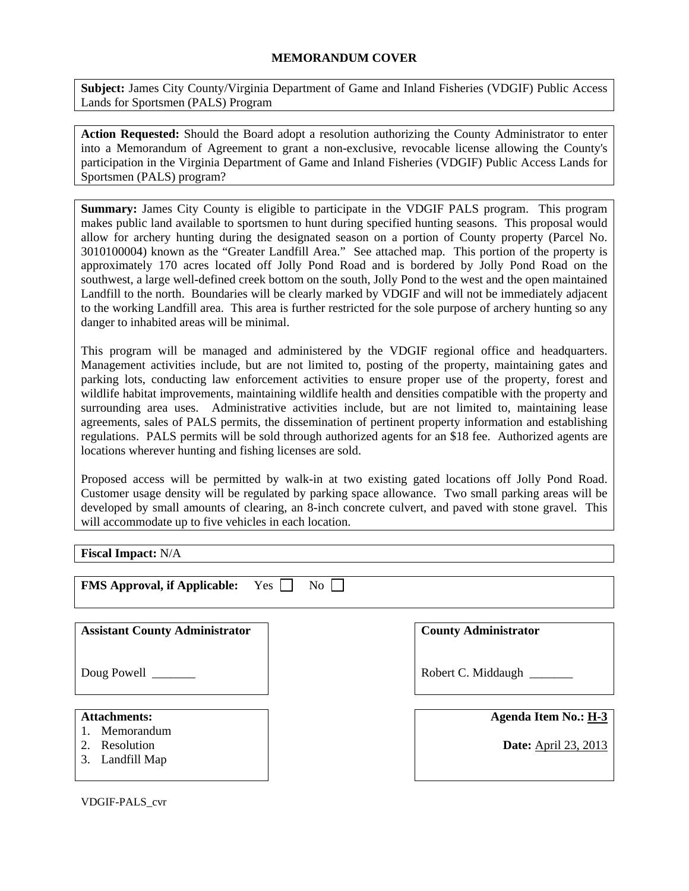## MEMORANDUM COVER

**Subject:** James City County/Virginia Department of Game and Inland Fisheries (VDGIF) Public Access Lands for Sportsmen (PALS) Program

**Action Requested:** Should the Board adopt a resolution authorizing the County Administrator to enter into a Memorandum of Agreement to grant a non-exclusive, revocable license allowing the County's participation in the Virginia Department of Game and Inland Fisheries (VDGIF) Public Access Lands for Sportsmen (PALS) program?

**Summary:** James City County is eligible to participate in the VDGIF PALS program. This program makes public land available to sportsmen to hunt during specified hunting seasons. This proposal would allow for archery hunting during the designated season on a portion of County property (Parcel No. 3010100004) known as the "Greater Landfill Area." See attached map. This portion of the property is approximately 170 acres located off Jolly Pond Road and is bordered by Jolly Pond Road on the southwest, a large well-defined creek bottom on the south, Jolly Pond to the west and the open maintained Landfill to the north. Boundaries will be clearly marked by VDGIF and will not be immediately adjacent to the working Landfill area. This area is further restricted for the sole purpose of archery hunting so any danger to inhabited areas will be minimal.

This program will be managed and administered by the VDGIF regional office and headquarters. Management activities include, but are not limited to, posting of the property, maintaining gates and parking lots, conducting law enforcement activities to ensure proper use of the property, forest and wildlife habitat improvements, maintaining wildlife health and densities compatible with the property and surrounding area uses. Administrative activities include, but are not limited to, maintaining lease agreements, sales of PALS permits, the dissemination of pertinent property information and establishing regulations. PALS permits will be sold through authorized agents for an $18 fee. Authorized agents are locations wherever hunting and fishing licenses are sold.

Proposed access will be permitted by walk-in at two existing gated locations off Jolly Pond Road. Customer usage density will be regulated by parking space allowance. Two small parking areas will be developed by small amounts of clearing, an 8-inch concrete culvert, and paved with stone gravel. This will accommodate up to five vehicles in each location.

**Fiscal Impact:** N/A

**FMS Approval, if Applicable:** Yes ☐ No ☐

**Assistant County Administrator**

Doug Powell _______

**County Administrator**

Robert C. Middaugh _______

**Attachments:**
1. Memorandum
2. Resolution
3. Landfill Map

**Agenda Item No.:** H-3

**Date:** April 23, 2013

VDGIF-PALS_cvr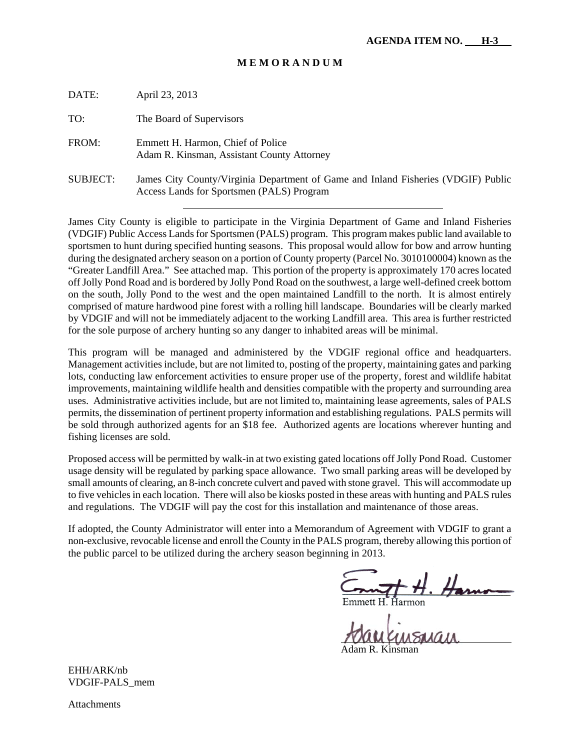**AGENDA ITEM NO. H-3**

**M E M O R A N D U M**

DATE: April 23, 2013

TO: The Board of Supervisors

FROM: Emmett H. Harmon, Chief of Police
Adam R. Kinsman, Assistant County Attorney

SUBJECT: James City County/Virginia Department of Game and Inland Fisheries (VDGIF) Public Access Lands for Sportsmen (PALS) Program

---

James City County is eligible to participate in the Virginia Department of Game and Inland Fisheries (VDGIF) Public Access Lands for Sportsmen (PALS) program. This program makes public land available to sportsmen to hunt during specified hunting seasons. This proposal would allow for bow and arrow hunting during the designated archery season on a portion of County property (Parcel No. 3010100004) known as the "Greater Landfill Area." See attached map. This portion of the property is approximately 170 acres located off Jolly Pond Road and is bordered by Jolly Pond Road on the southwest, a large well-defined creek bottom on the south, Jolly Pond to the west and the open maintained Landfill to the north. It is almost entirely comprised of mature hardwood pine forest with a rolling hill landscape. Boundaries will be clearly marked by VDGIF and will not be immediately adjacent to the working Landfill area. This area is further restricted for the sole purpose of archery hunting so any danger to inhabited areas will be minimal.

This program will be managed and administered by the VDGIF regional office and headquarters. Management activities include, but are not limited to, posting of the property, maintaining gates and parking lots, conducting law enforcement activities to ensure proper use of the property, forest and wildlife habitat improvements, maintaining wildlife health and densities compatible with the property and surrounding area uses. Administrative activities include, but are not limited to, maintaining lease agreements, sales of PALS permits, the dissemination of pertinent property information and establishing regulations. PALS permits will be sold through authorized agents for an $18 fee. Authorized agents are locations wherever hunting and fishing licenses are sold.

Proposed access will be permitted by walk-in at two existing gated locations off Jolly Pond Road. Customer usage density will be regulated by parking space allowance. Two small parking areas will be developed by small amounts of clearing, an 8-inch concrete culvert and paved with stone gravel. This will accommodate up to five vehicles in each location. There will also be kiosks posted in these areas with hunting and PALS rules and regulations. The VDGIF will pay the cost for this installation and maintenance of those areas.

If adopted, the County Administrator will enter into a Memorandum of Agreement with VDGIF to grant a non-exclusive, revocable license and enroll the County in the PALS program, thereby allowing this portion of the public parcel to be utilized during the archery season beginning in 2013.

Emmett H. Harmon

Adam R. Kinsman

EHH/ARK/nb
VDGIF-PALS_mem

Attachments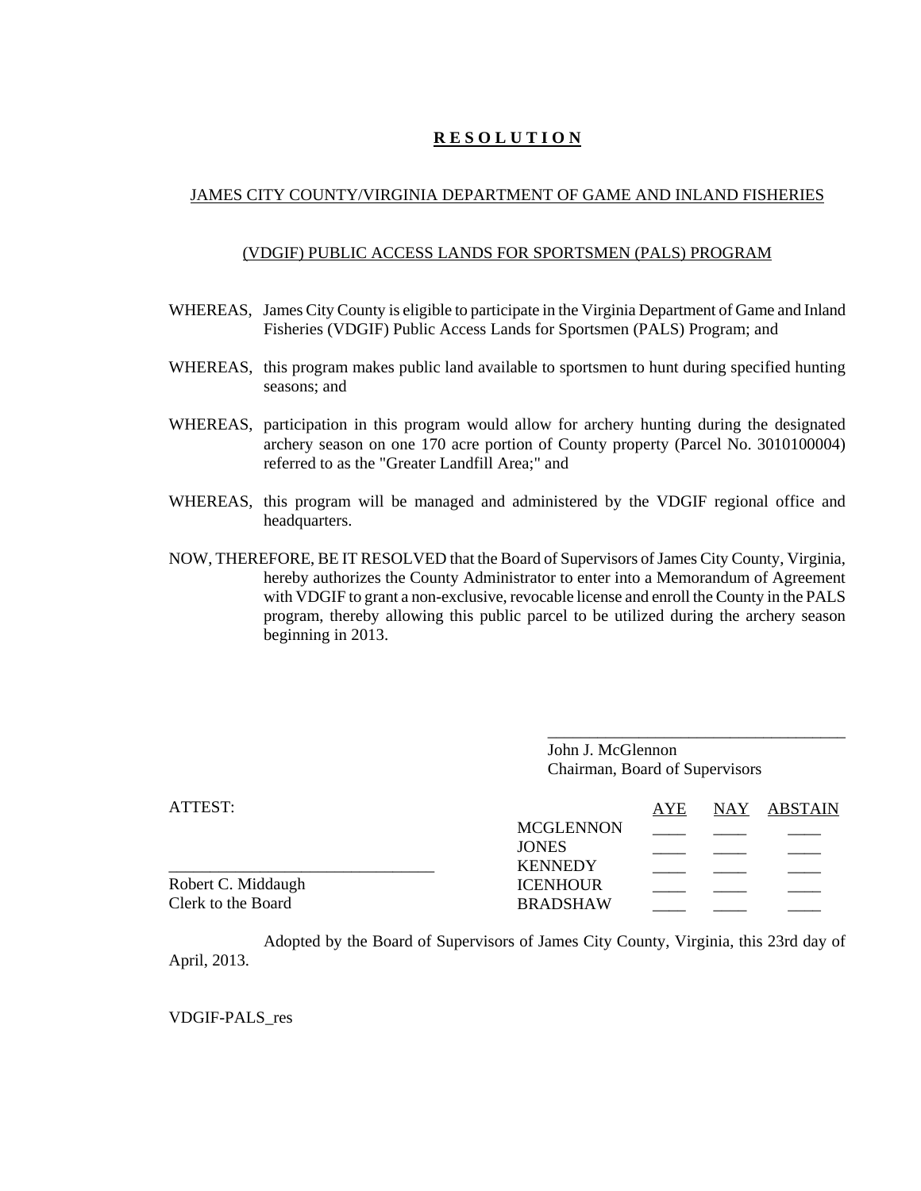# R E S O L U T I O N

## JAMES CITY COUNTY/VIRGINIA DEPARTMENT OF GAME AND INLAND FISHERIES

## (VDGIF) PUBLIC ACCESS LANDS FOR SPORTSMEN (PALS) PROGRAM

WHEREAS, James City County is eligible to participate in the Virginia Department of Game and Inland Fisheries (VDGIF) Public Access Lands for Sportsmen (PALS) Program; and

WHEREAS, this program makes public land available to sportsmen to hunt during specified hunting seasons; and

WHEREAS, participation in this program would allow for archery hunting during the designated archery season on one 170 acre portion of County property (Parcel No. 3010100004) referred to as the "Greater Landfill Area;" and

WHEREAS, this program will be managed and administered by the VDGIF regional office and headquarters.

NOW, THEREFORE, BE IT RESOLVED that the Board of Supervisors of James City County, Virginia, hereby authorizes the County Administrator to enter into a Memorandum of Agreement with VDGIF to grant a non-exclusive, revocable license and enroll the County in the PALS program, thereby allowing this public parcel to be utilized during the archery season beginning in 2013.

\_\_\_\_\_\_\_\_\_\_\_\_\_\_\_\_\_\_\_\_\_\_\_\_\_\_\_\_\_\_\_\_\_\_\_\_
John J. McGlennon
Chairman, Board of Supervisors

ATTEST:

\_\_\_\_\_\_\_\_\_\_\_\_\_\_\_\_\_\_\_\_\_\_\_\_\_\_\_\_\_\_\_\_
Robert C. Middaugh
Clerk to the Board

| | AYE | NAY | ABSTAIN |
|---|---|---|---|
| MCGLENNON | \_\_\_\_ | \_\_\_\_ | \_\_\_\_ |
| JONES | \_\_\_\_ | \_\_\_\_ | \_\_\_\_ |
| KENNEDY | \_\_\_\_ | \_\_\_\_ | \_\_\_\_ |
| ICENHOUR | \_\_\_\_ | \_\_\_\_ | \_\_\_\_ |
| BRADSHAW | \_\_\_\_ | \_\_\_\_ | \_\_\_\_ |

Adopted by the Board of Supervisors of James City County, Virginia, this 23rd day of April, 2013.

VDGIF-PALS_res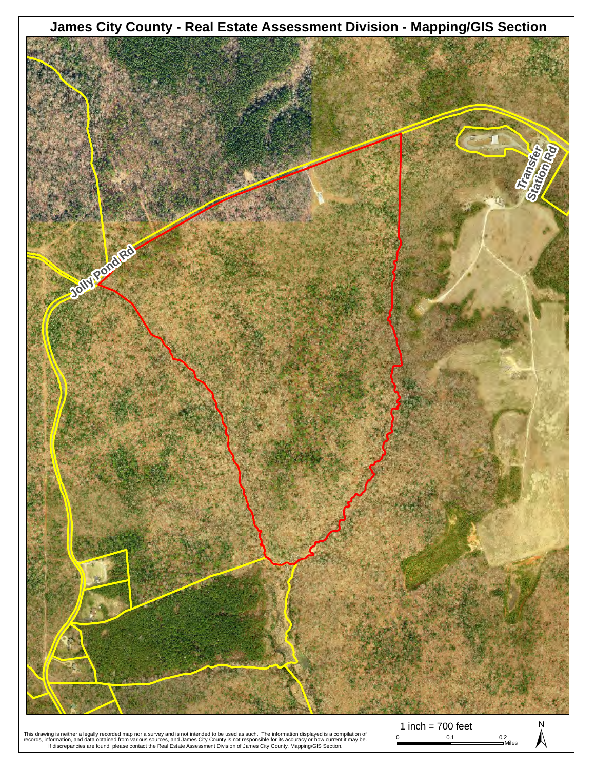# James City County - Real Estate Assessment Division - Mapping/GIS Section

Jolly Pond Rd

Transfer Station Rd

1 inch = 700 feet

0 0.1 0.2 Miles

N

This drawing is neither a legally recorded map nor a survey and is not intended to be used as such. The information displayed is a compilation of records, information, and data obtained from various sources, and James City County is not responsible for its accuracy or how current it may be. If discrepancies are found, please contact the Real Estate Assessment Division of James City County, Mapping/GIS Section.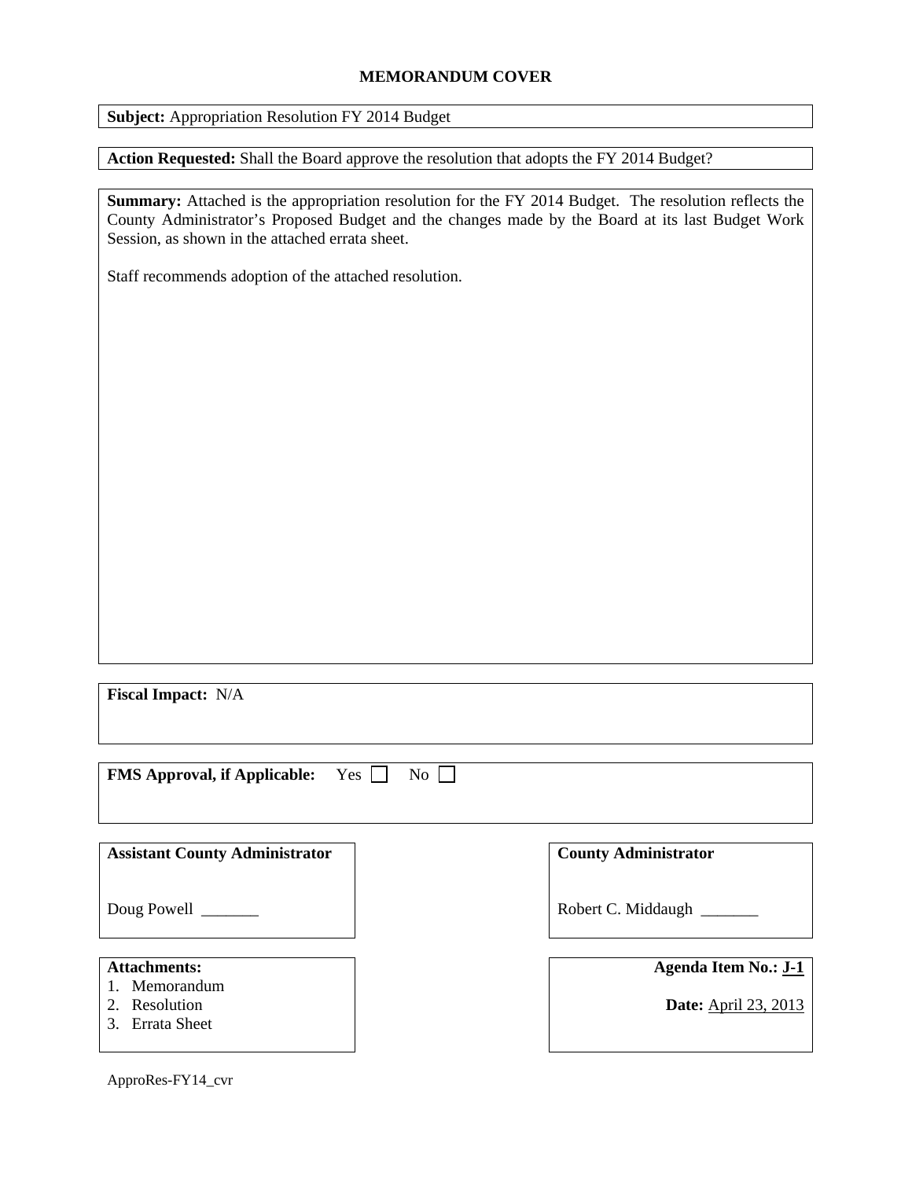# MEMORANDUM COVER

**Subject:** Appropriation Resolution FY 2014 Budget

**Action Requested:** Shall the Board approve the resolution that adopts the FY 2014 Budget?

**Summary:** Attached is the appropriation resolution for the FY 2014 Budget. The resolution reflects the County Administrator's Proposed Budget and the changes made by the Board at its last Budget Work Session, as shown in the attached errata sheet.

Staff recommends adoption of the attached resolution.

**Fiscal Impact:** N/A

**FMS Approval, if Applicable:** Yes ☐ No ☐

**Assistant County Administrator**

Doug Powell _______

**County Administrator**

Robert C. Middaugh _______

**Attachments:**
1. Memorandum
2. Resolution
3. Errata Sheet

**Agenda Item No.:** J-1

**Date:** April 23, 2013

ApproRes-FY14_cvr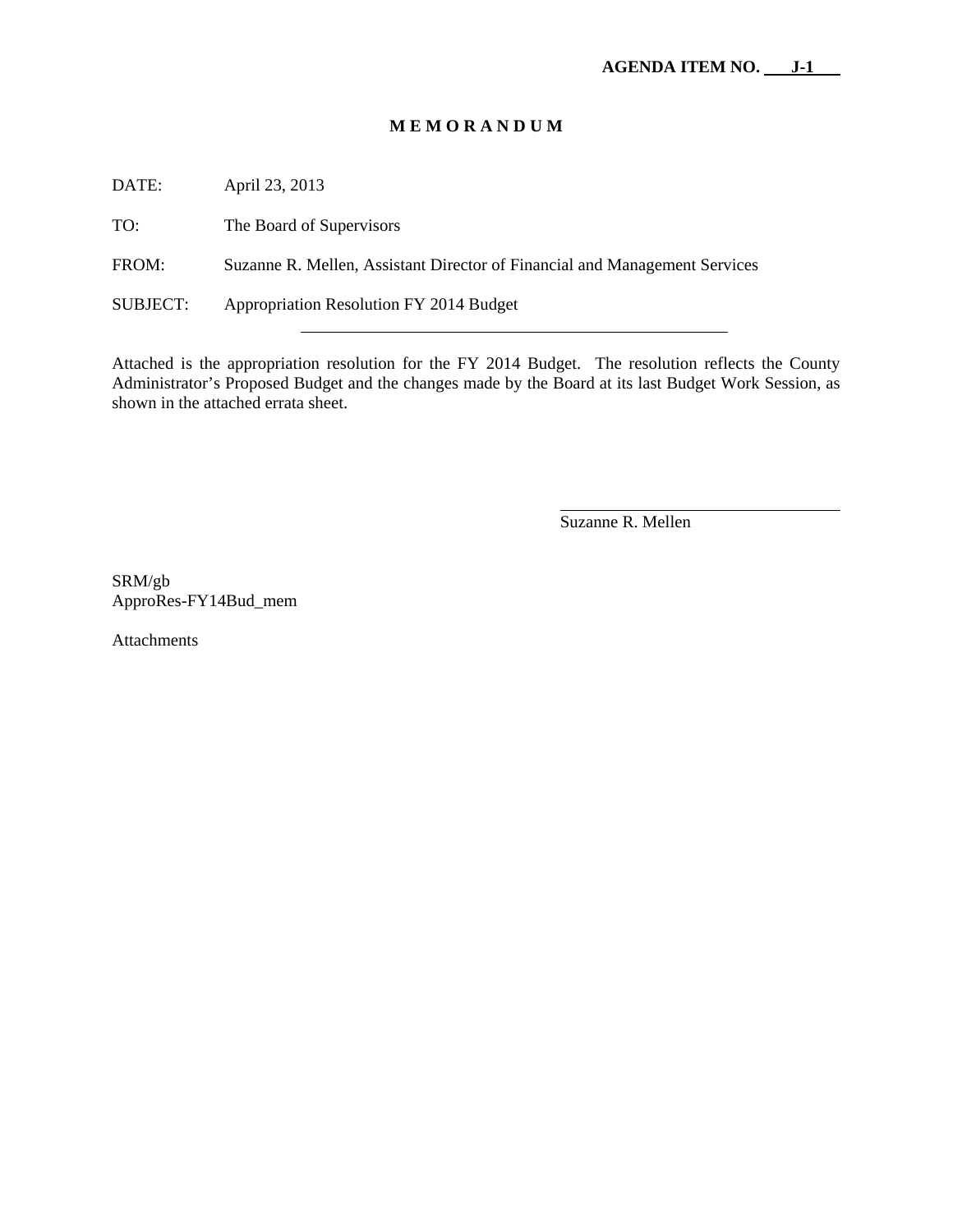**AGENDA ITEM NO. J-1**

# M E M O R A N D U M

DATE: April 23, 2013

TO: The Board of Supervisors

FROM: Suzanne R. Mellen, Assistant Director of Financial and Management Services

SUBJECT: Appropriation Resolution FY 2014 Budget

---

Attached is the appropriation resolution for the FY 2014 Budget. The resolution reflects the County Administrator's Proposed Budget and the changes made by the Board at its last Budget Work Session, as shown in the attached errata sheet.

Suzanne R. Mellen

SRM/gb
ApproRes-FY14Bud_mem

Attachments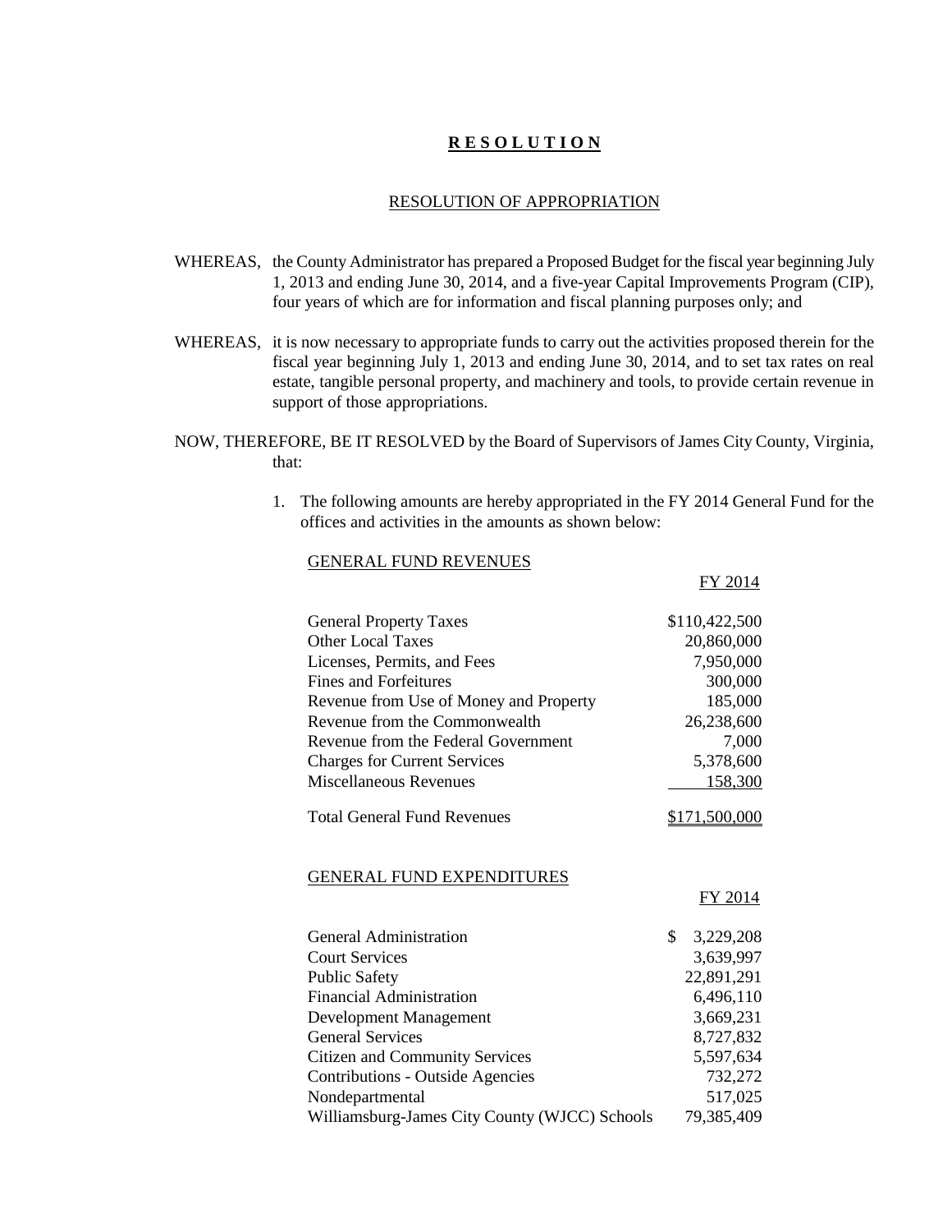# R E S O L U T I O N

## RESOLUTION OF APPROPRIATION

WHEREAS, the County Administrator has prepared a Proposed Budget for the fiscal year beginning July 1, 2013 and ending June 30, 2014, and a five-year Capital Improvements Program (CIP), four years of which are for information and fiscal planning purposes only; and

WHEREAS, it is now necessary to appropriate funds to carry out the activities proposed therein for the fiscal year beginning July 1, 2013 and ending June 30, 2014, and to set tax rates on real estate, tangible personal property, and machinery and tools, to provide certain revenue in support of those appropriations.

NOW, THEREFORE, BE IT RESOLVED by the Board of Supervisors of James City County, Virginia, that:

1. The following amounts are hereby appropriated in the FY 2014 General Fund for the offices and activities in the amounts as shown below:

GENERAL FUND REVENUES

| | FY 2014 |
|---|---:|
| General Property Taxes | $110,422,500 |
| Other Local Taxes | 20,860,000 |
| Licenses, Permits, and Fees | 7,950,000 |
| Fines and Forfeitures | 300,000 |
| Revenue from Use of Money and Property | 185,000 |
| Revenue from the Commonwealth | 26,238,600 |
| Revenue from the Federal Government | 7,000 |
| Charges for Current Services | 5,378,600 |
| Miscellaneous Revenues | 158,300 |
| Total General Fund Revenues | $171,500,000 |

GENERAL FUND EXPENDITURES

| | FY 2014 |
|---|---:|
| General Administration | $ 3,229,208 |
| Court Services | 3,639,997 |
| Public Safety | 22,891,291 |
| Financial Administration | 6,496,110 |
| Development Management | 3,669,231 |
| General Services | 8,727,832 |
| Citizen and Community Services | 5,597,634 |
| Contributions - Outside Agencies | 732,272 |
| Nondepartmental | 517,025 |
| Williamsburg-James City County (WJCC) Schools | 79,385,409 |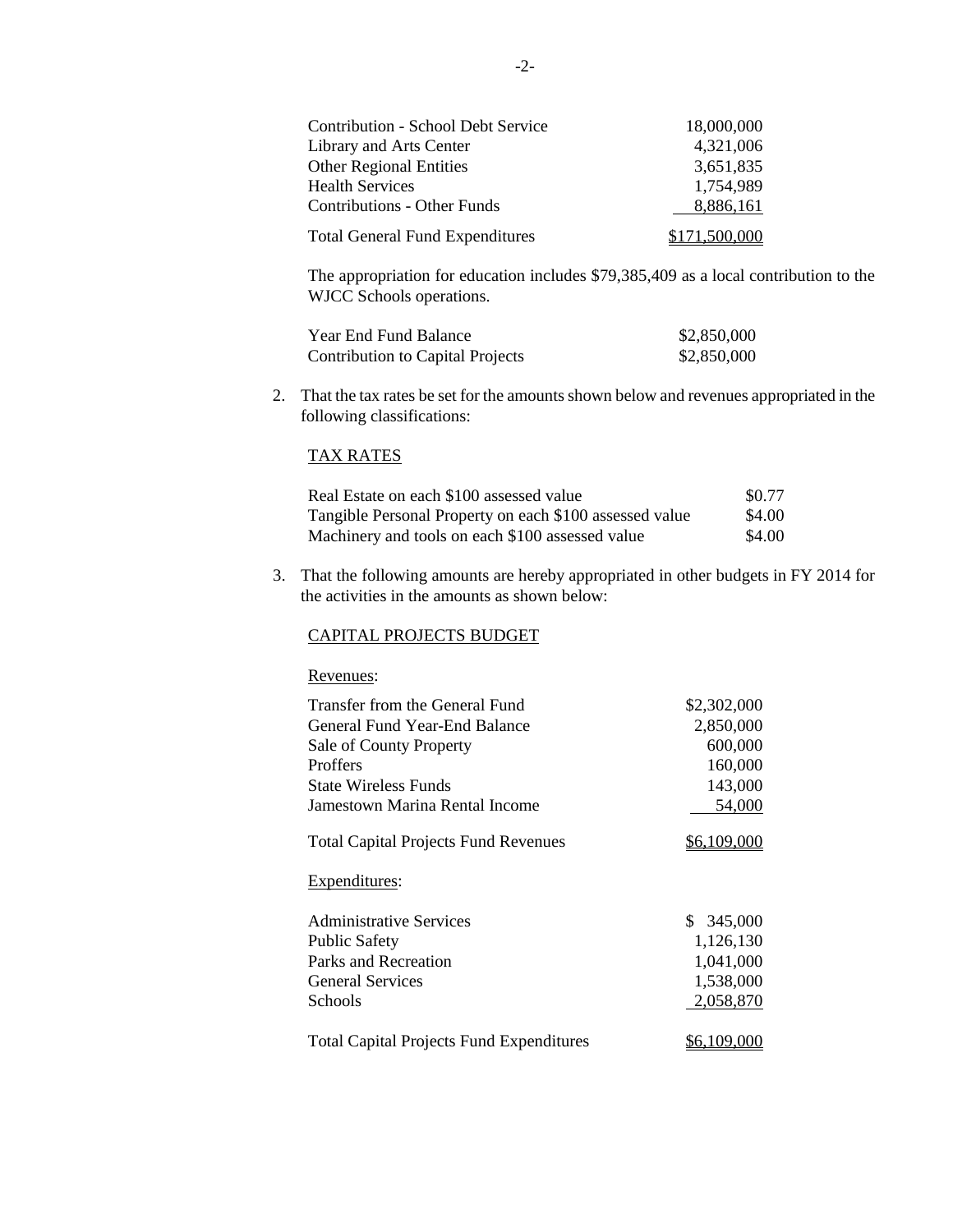| | |
|---|---|
| Contribution - School Debt Service | 18,000,000 |
| Library and Arts Center | 4,321,006 |
| Other Regional Entities | 3,651,835 |
| Health Services | 1,754,989 |
| Contributions - Other Funds | 8,886,161 |
| Total General Fund Expenditures | $171,500,000 |

The appropriation for education includes $79,385,409 as a local contribution to the WJCC Schools operations.

| | |
|---|---|
| Year End Fund Balance | $2,850,000 |
| Contribution to Capital Projects | $2,850,000 |

2. That the tax rates be set for the amounts shown below and revenues appropriated in the following classifications:

TAX RATES

| | |
|---|---|
| Real Estate on each $100 assessed value | $0.77 |
| Tangible Personal Property on each $100 assessed value | $4.00 |
| Machinery and tools on each $100 assessed value | $4.00 |

3. That the following amounts are hereby appropriated in other budgets in FY 2014 for the activities in the amounts as shown below:

CAPITAL PROJECTS BUDGET

Revenues:

| | |
|---|---|
| Transfer from the General Fund | $2,302,000 |
| General Fund Year-End Balance | 2,850,000 |
| Sale of County Property | 600,000 |
| Proffers | 160,000 |
| State Wireless Funds | 143,000 |
| Jamestown Marina Rental Income | 54,000 |
| Total Capital Projects Fund Revenues | $6,109,000 |

Expenditures:

| | |
|---|---|
| Administrative Services | $ 345,000 |
| Public Safety | 1,126,130 |
| Parks and Recreation | 1,041,000 |
| General Services | 1,538,000 |
| Schools | 2,058,870 |
| Total Capital Projects Fund Expenditures | $6,109,000 |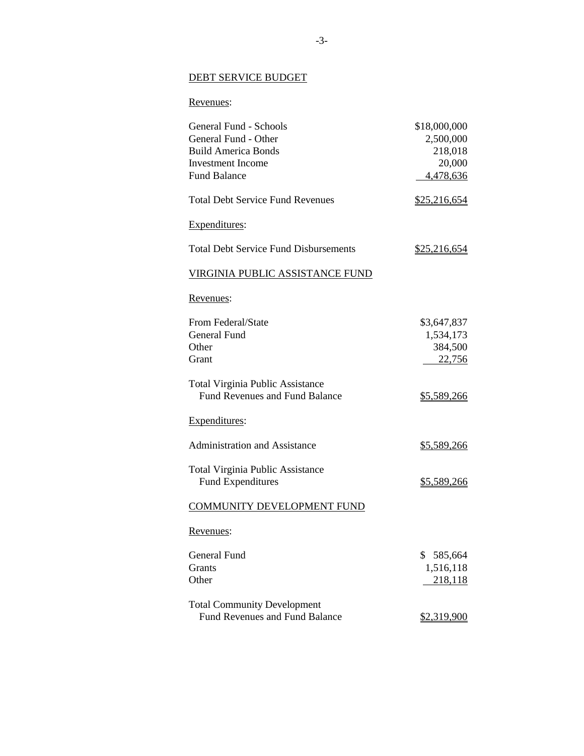## DEBT SERVICE BUDGET

Revenues:

| | |
|---|---|
| General Fund - Schools | $18,000,000 |
| General Fund - Other | 2,500,000 |
| Build America Bonds | 218,018 |
| Investment Income | 20,000 |
| Fund Balance | 4,478,636 |
| Total Debt Service Fund Revenues | $25,216,654 |

Expenditures:

| | |
|---|---|
| Total Debt Service Fund Disbursements | $25,216,654 |

## VIRGINIA PUBLIC ASSISTANCE FUND

Revenues:

| | |
|---|---|
| From Federal/State | $3,647,837 |
| General Fund | 1,534,173 |
| Other | 384,500 |
| Grant | 22,756 |
| Total Virginia Public Assistance Fund Revenues and Fund Balance | $5,589,266 |

Expenditures:

| | |
|---|---|
| Administration and Assistance | $5,589,266 |
| Total Virginia Public Assistance Fund Expenditures | $5,589,266 |

## COMMUNITY DEVELOPMENT FUND

Revenues:

| | |
|---|---|
| General Fund | $ 585,664 |
| Grants | 1,516,118 |
| Other | 218,118 |
| Total Community Development Fund Revenues and Fund Balance | $2,319,900 |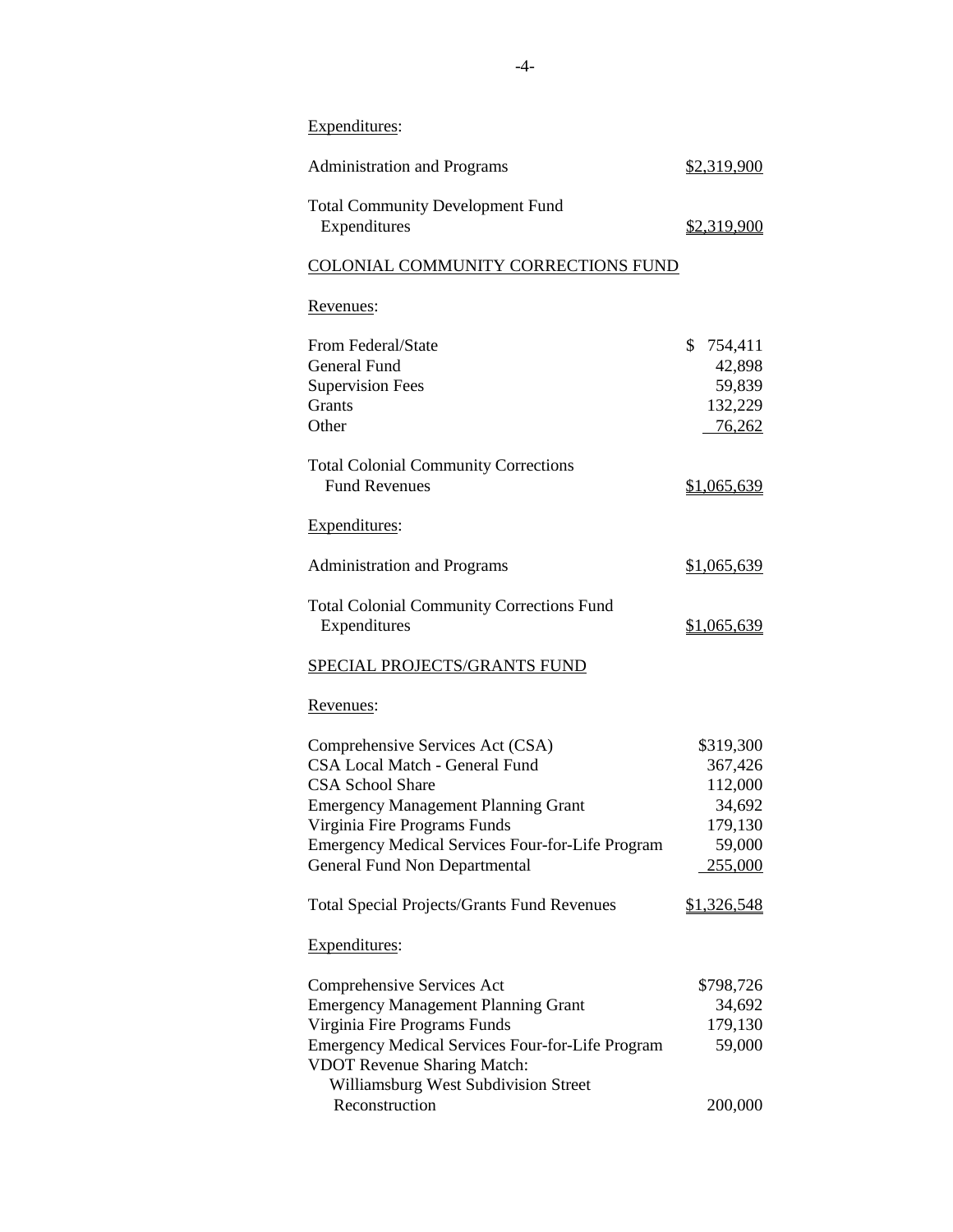Expenditures:

| | |
|---|---|
| Administration and Programs | $2,319,900 |
| Total Community Development Fund Expenditures | $2,319,900 |

COLONIAL COMMUNITY CORRECTIONS FUND

Revenues:

| | |
|---|---|
| From Federal/State | $ 754,411 |
| General Fund | 42,898 |
| Supervision Fees | 59,839 |
| Grants | 132,229 |
| Other | 76,262 |
| Total Colonial Community Corrections Fund Revenues | $1,065,639 |

Expenditures:

| | |
|---|---|
| Administration and Programs | $1,065,639 |
| Total Colonial Community Corrections Fund Expenditures | $1,065,639 |

SPECIAL PROJECTS/GRANTS FUND

Revenues:

| | |
|---|---|
| Comprehensive Services Act (CSA) | $319,300 |
| CSA Local Match - General Fund | 367,426 |
| CSA School Share | 112,000 |
| Emergency Management Planning Grant | 34,692 |
| Virginia Fire Programs Funds | 179,130 |
| Emergency Medical Services Four-for-Life Program | 59,000 |
| General Fund Non Departmental | 255,000 |
| Total Special Projects/Grants Fund Revenues | $1,326,548 |

Expenditures:

| | |
|---|---|
| Comprehensive Services Act | $798,726 |
| Emergency Management Planning Grant | 34,692 |
| Virginia Fire Programs Funds | 179,130 |
| Emergency Medical Services Four-for-Life Program | 59,000 |
| VDOT Revenue Sharing Match: Williamsburg West Subdivision Street Reconstruction | 200,000 |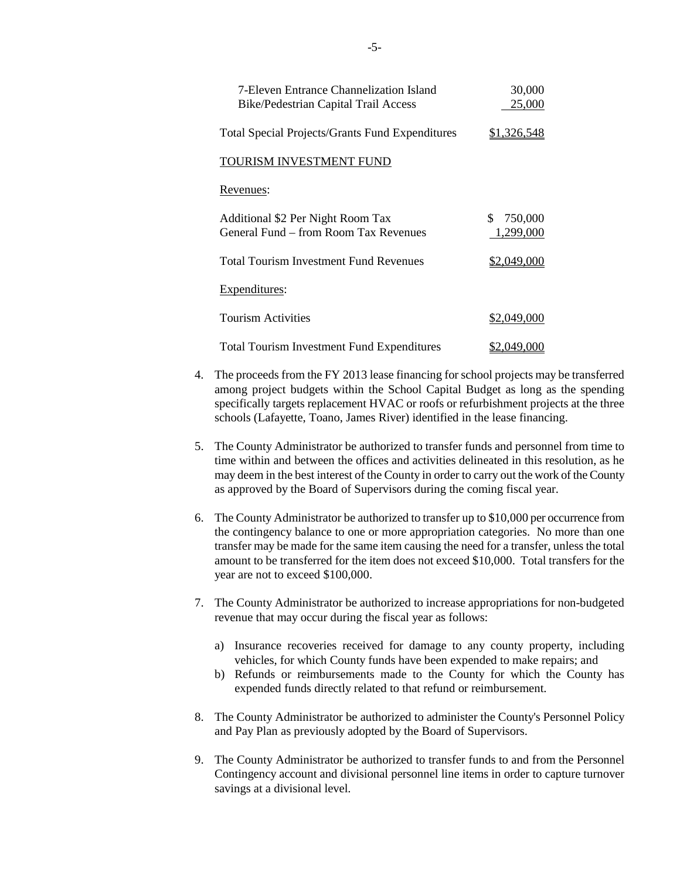| | |
|---|---|
| 7-Eleven Entrance Channelization Island | 30,000 |
| Bike/Pedestrian Capital Trail Access | 25,000 |
| Total Special Projects/Grants Fund Expenditures | $1,326,548 |

TOURISM INVESTMENT FUND

Revenues:

| | |
|---|---|
| Additional $2 Per Night Room Tax | $ 750,000 |
| General Fund – from Room Tax Revenues | 1,299,000 |
| Total Tourism Investment Fund Revenues | $2,049,000 |

Expenditures:

| | |
|---|---|
| Tourism Activities | $2,049,000 |
| Total Tourism Investment Fund Expenditures | $2,049,000 |

4. The proceeds from the FY 2013 lease financing for school projects may be transferred among project budgets within the School Capital Budget as long as the spending specifically targets replacement HVAC or roofs or refurbishment projects at the three schools (Lafayette, Toano, James River) identified in the lease financing.

5. The County Administrator be authorized to transfer funds and personnel from time to time within and between the offices and activities delineated in this resolution, as he may deem in the best interest of the County in order to carry out the work of the County as approved by the Board of Supervisors during the coming fiscal year.

6. The County Administrator be authorized to transfer up to $10,000 per occurrence from the contingency balance to one or more appropriation categories. No more than one transfer may be made for the same item causing the need for a transfer, unless the total amount to be transferred for the item does not exceed $10,000. Total transfers for the year are not to exceed $100,000.

7. The County Administrator be authorized to increase appropriations for non-budgeted revenue that may occur during the fiscal year as follows:

   a) Insurance recoveries received for damage to any county property, including vehicles, for which County funds have been expended to make repairs; and
   b) Refunds or reimbursements made to the County for which the County has expended funds directly related to that refund or reimbursement.

8. The County Administrator be authorized to administer the County's Personnel Policy and Pay Plan as previously adopted by the Board of Supervisors.

9. The County Administrator be authorized to transfer funds to and from the Personnel Contingency account and divisional personnel line items in order to capture turnover savings at a divisional level.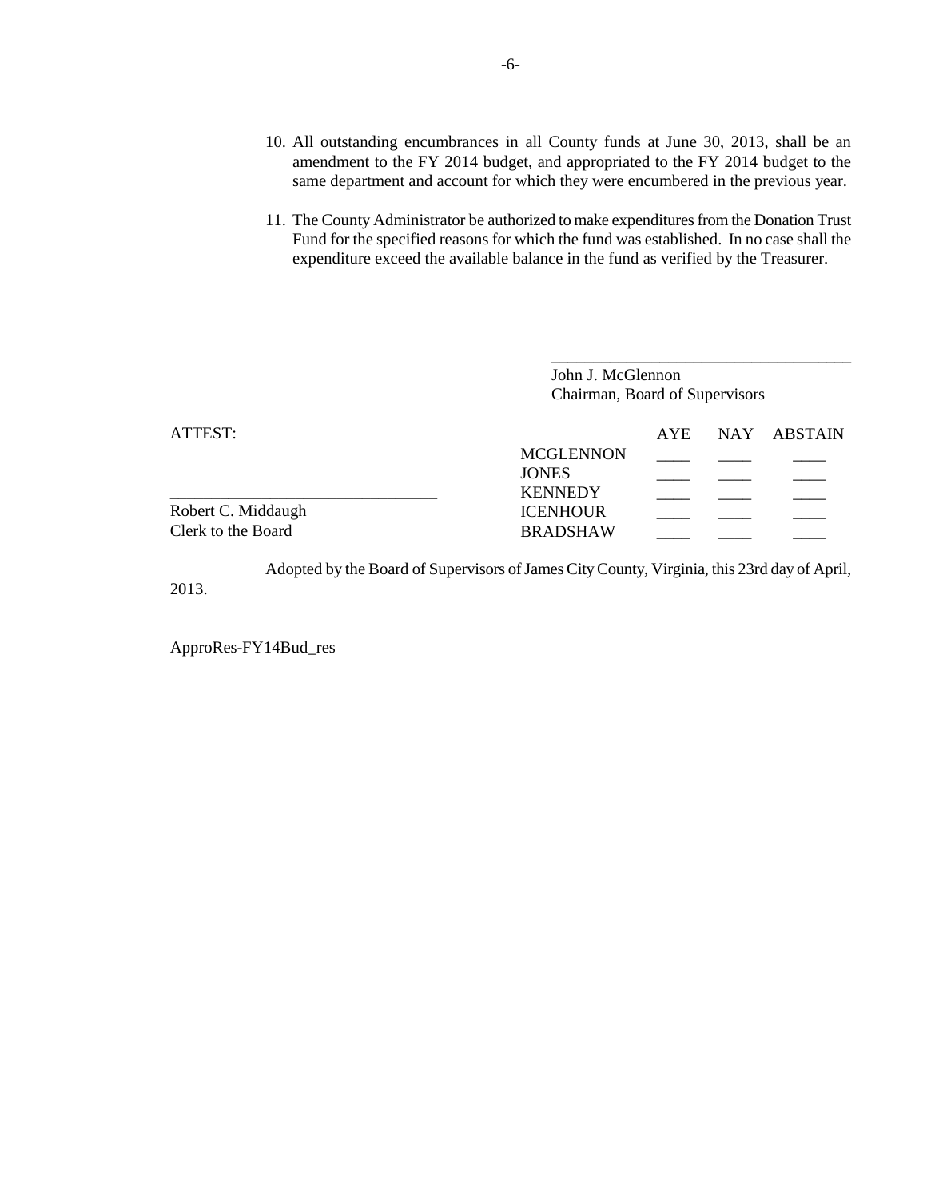10. All outstanding encumbrances in all County funds at June 30, 2013, shall be an amendment to the FY 2014 budget, and appropriated to the FY 2014 budget to the same department and account for which they were encumbered in the previous year.

11. The County Administrator be authorized to make expenditures from the Donation Trust Fund for the specified reasons for which the fund was established. In no case shall the expenditure exceed the available balance in the fund as verified by the Treasurer.

\_\_\_\_\_\_\_\_\_\_\_\_\_\_\_\_\_\_\_\_\_\_\_\_\_\_\_\_\_\_\_\_\_\_\_\_

John J. McGlennon
Chairman, Board of Supervisors

ATTEST:

\_\_\_\_\_\_\_\_\_\_\_\_\_\_\_\_\_\_\_\_\_\_\_\_\_\_\_\_\_\_\_\_

Robert C. Middaugh
Clerk to the Board

| | AYE | NAY | ABSTAIN |
|---|---|---|---|
| MCGLENNON | ____ | ____ | ____ |
| JONES | ____ | ____ | ____ |
| KENNEDY | ____ | ____ | ____ |
| ICENHOUR | ____ | ____ | ____ |
| BRADSHAW | ____ | ____ | ____ |

Adopted by the Board of Supervisors of James City County, Virginia, this 23rd day of April, 2013.

ApproRes-FY14Bud_res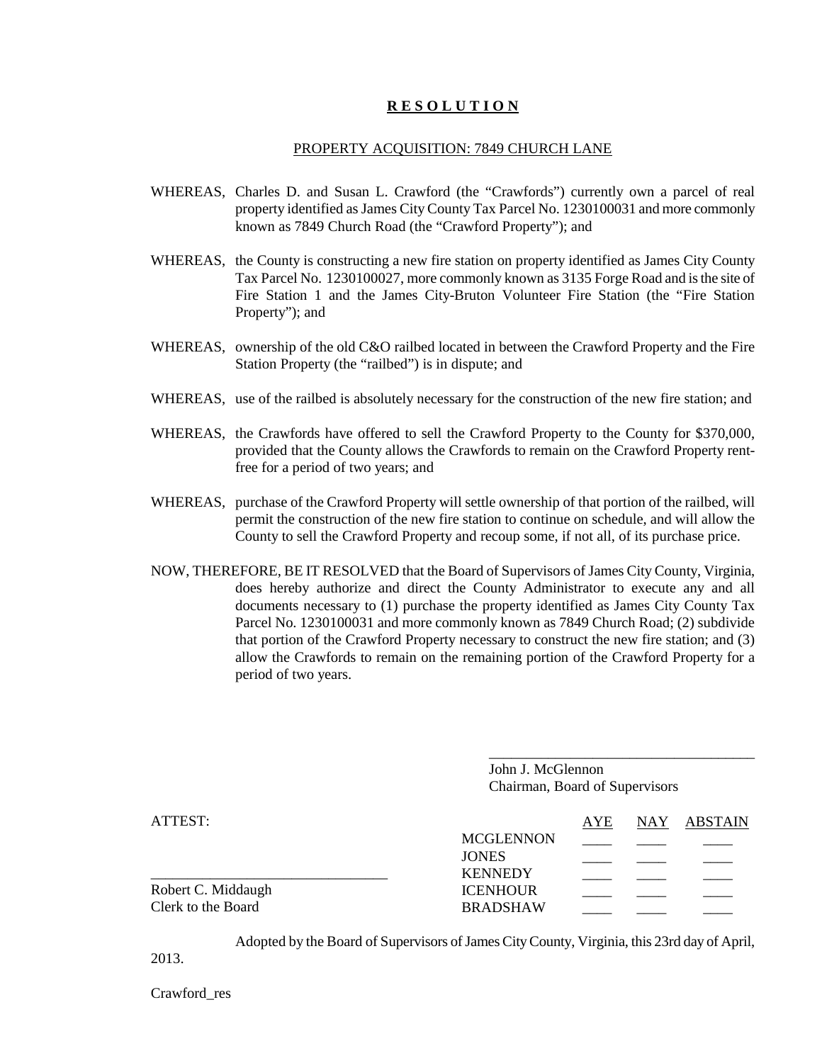**R E S O L U T I O N**

PROPERTY ACQUISITION: 7849 CHURCH LANE

WHEREAS, Charles D. and Susan L. Crawford (the "Crawfords") currently own a parcel of real property identified as James City County Tax Parcel No. 1230100031 and more commonly known as 7849 Church Road (the "Crawford Property"); and

WHEREAS, the County is constructing a new fire station on property identified as James City County Tax Parcel No. 1230100027, more commonly known as 3135 Forge Road and is the site of Fire Station 1 and the James City-Bruton Volunteer Fire Station (the "Fire Station Property"); and

WHEREAS, ownership of the old C&O railbed located in between the Crawford Property and the Fire Station Property (the "railbed") is in dispute; and

WHEREAS, use of the railbed is absolutely necessary for the construction of the new fire station; and

WHEREAS, the Crawfords have offered to sell the Crawford Property to the County for $370,000, provided that the County allows the Crawfords to remain on the Crawford Property rent-free for a period of two years; and

WHEREAS, purchase of the Crawford Property will settle ownership of that portion of the railbed, will permit the construction of the new fire station to continue on schedule, and will allow the County to sell the Crawford Property and recoup some, if not all, of its purchase price.

NOW, THEREFORE, BE IT RESOLVED that the Board of Supervisors of James City County, Virginia, does hereby authorize and direct the County Administrator to execute any and all documents necessary to (1) purchase the property identified as James City County Tax Parcel No. 1230100031 and more commonly known as 7849 Church Road; (2) subdivide that portion of the Crawford Property necessary to construct the new fire station; and (3) allow the Crawfords to remain on the remaining portion of the Crawford Property for a period of two years.

\_\_\_\_\_\_\_\_\_\_\_\_\_\_\_\_\_\_\_\_\_\_\_\_\_\_\_\_\_\_\_\_\_\_\_\_
John J. McGlennon
Chairman, Board of Supervisors

ATTEST:

\_\_\_\_\_\_\_\_\_\_\_\_\_\_\_\_\_\_\_\_\_\_\_\_\_\_\_\_\_\_\_\_
Robert C. Middaugh
Clerk to the Board

| | AYE | NAY | ABSTAIN |
|---|---|---|---|
| MCGLENNON | \_\_\_\_ | \_\_\_\_ | \_\_\_\_ |
| JONES | \_\_\_\_ | \_\_\_\_ | \_\_\_\_ |
| KENNEDY | \_\_\_\_ | \_\_\_\_ | \_\_\_\_ |
| ICENHOUR | \_\_\_\_ | \_\_\_\_ | \_\_\_\_ |
| BRADSHAW | \_\_\_\_ | \_\_\_\_ | \_\_\_\_ |

Adopted by the Board of Supervisors of James City County, Virginia, this 23rd day of April, 2013.

Crawford_res